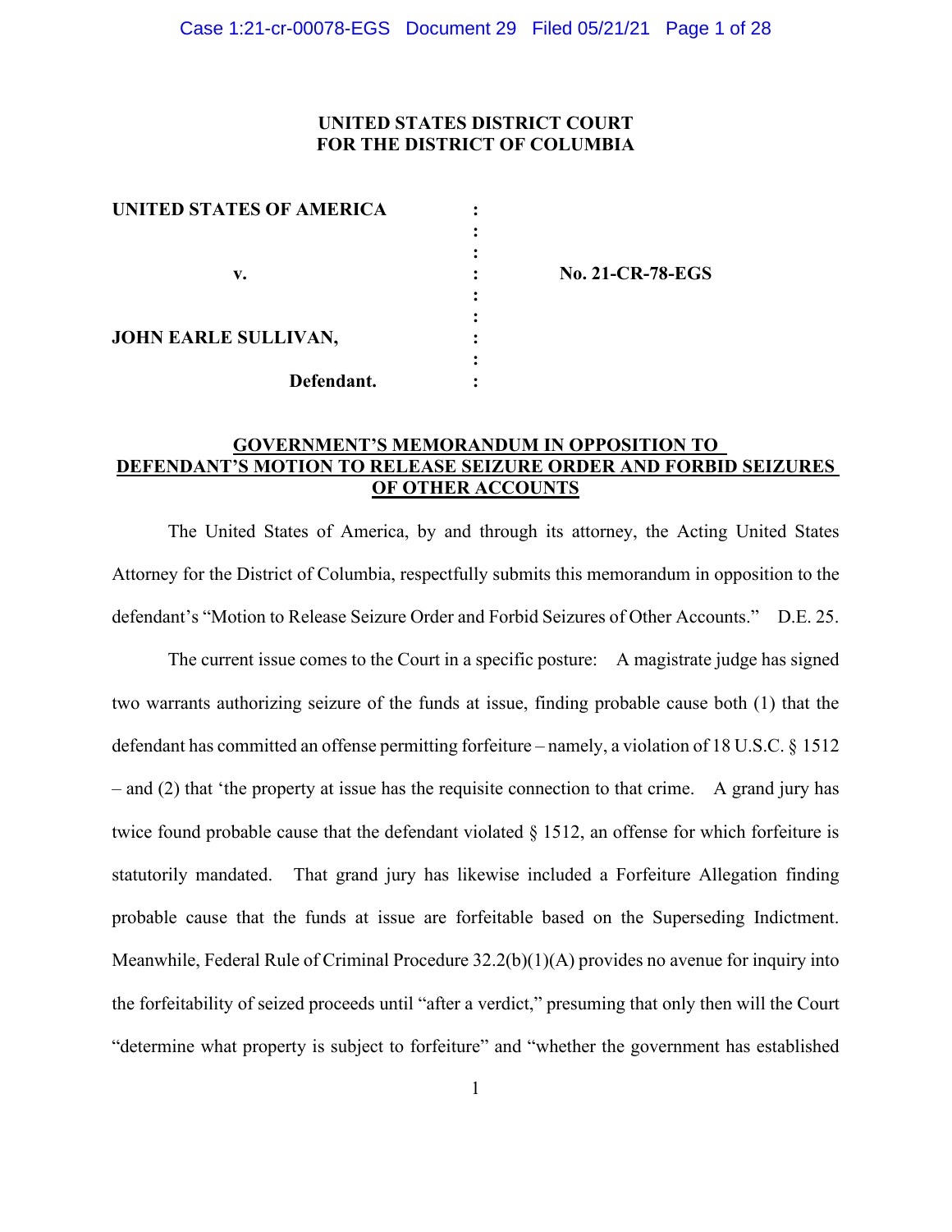**UNITED STATES DISTRICT COURT**
**FOR THE DISTRICT OF COLUMBIA**

| | | |
|---|---|---|
| **UNITED STATES OF AMERICA** | : | |
| | : | |
| **v.** | : | **No. 21-CR-78-EGS** |
| | : | |
| **JOHN EARLE SULLIVAN,** | : | |
| **Defendant.** | : | |

**GOVERNMENT'S MEMORANDUM IN OPPOSITION TO DEFENDANT'S MOTION TO RELEASE SEIZURE ORDER AND FORBID SEIZURES OF OTHER ACCOUNTS**

The United States of America, by and through its attorney, the Acting United States Attorney for the District of Columbia, respectfully submits this memorandum in opposition to the defendant's "Motion to Release Seizure Order and Forbid Seizures of Other Accounts." D.E. 25.

The current issue comes to the Court in a specific posture: A magistrate judge has signed two warrants authorizing seizure of the funds at issue, finding probable cause both (1) that the defendant has committed an offense permitting forfeiture – namely, a violation of 18 U.S.C. § 1512 – and (2) that 'the property at issue has the requisite connection to that crime. A grand jury has twice found probable cause that the defendant violated § 1512, an offense for which forfeiture is statutorily mandated. That grand jury has likewise included a Forfeiture Allegation finding probable cause that the funds at issue are forfeitable based on the Superseding Indictment. Meanwhile, Federal Rule of Criminal Procedure 32.2(b)(1)(A) provides no avenue for inquiry into the forfeitability of seized proceeds until "after a verdict," presuming that only then will the Court "determine what property is subject to forfeiture" and "whether the government has established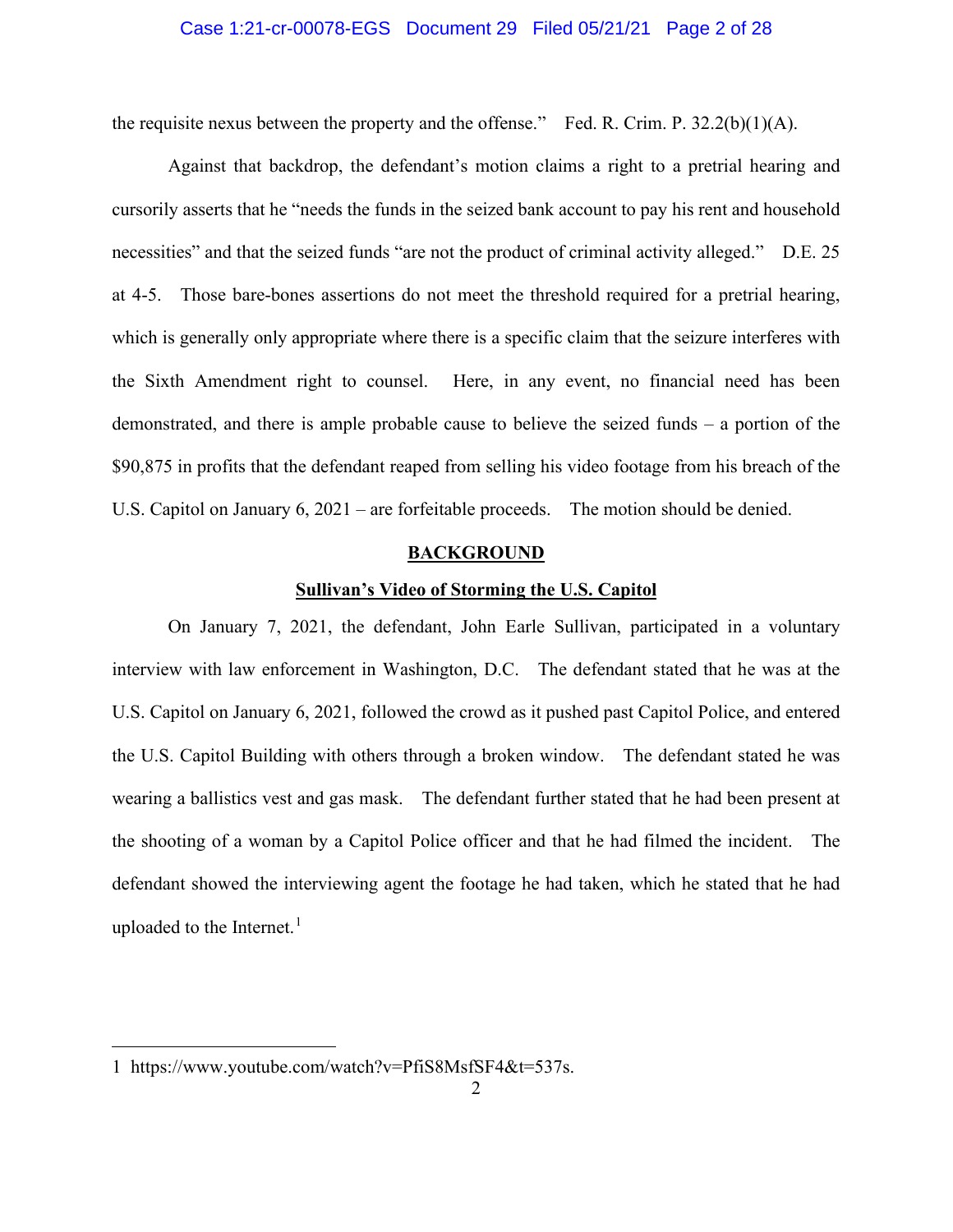the requisite nexus between the property and the offense." Fed. R. Crim. P. 32.2(b)(1)(A).

Against that backdrop, the defendant's motion claims a right to a pretrial hearing and cursorily asserts that he "needs the funds in the seized bank account to pay his rent and household necessities" and that the seized funds "are not the product of criminal activity alleged." D.E. 25 at 4-5. Those bare-bones assertions do not meet the threshold required for a pretrial hearing, which is generally only appropriate where there is a specific claim that the seizure interferes with the Sixth Amendment right to counsel. Here, in any event, no financial need has been demonstrated, and there is ample probable cause to believe the seized funds – a portion of the $90,875 in profits that the defendant reaped from selling his video footage from his breach of the U.S. Capitol on January 6, 2021 – are forfeitable proceeds. The motion should be denied.

## BACKGROUND

### Sullivan's Video of Storming the U.S. Capitol

On January 7, 2021, the defendant, John Earle Sullivan, participated in a voluntary interview with law enforcement in Washington, D.C. The defendant stated that he was at the U.S. Capitol on January 6, 2021, followed the crowd as it pushed past Capitol Police, and entered the U.S. Capitol Building with others through a broken window. The defendant stated he was wearing a ballistics vest and gas mask. The defendant further stated that he had been present at the shooting of a woman by a Capitol Police officer and that he had filmed the incident. The defendant showed the interviewing agent the footage he had taken, which he stated that he had uploaded to the Internet.[1]

---

[1] https://www.youtube.com/watch?v=PfiS8MsfSF4&t=537s.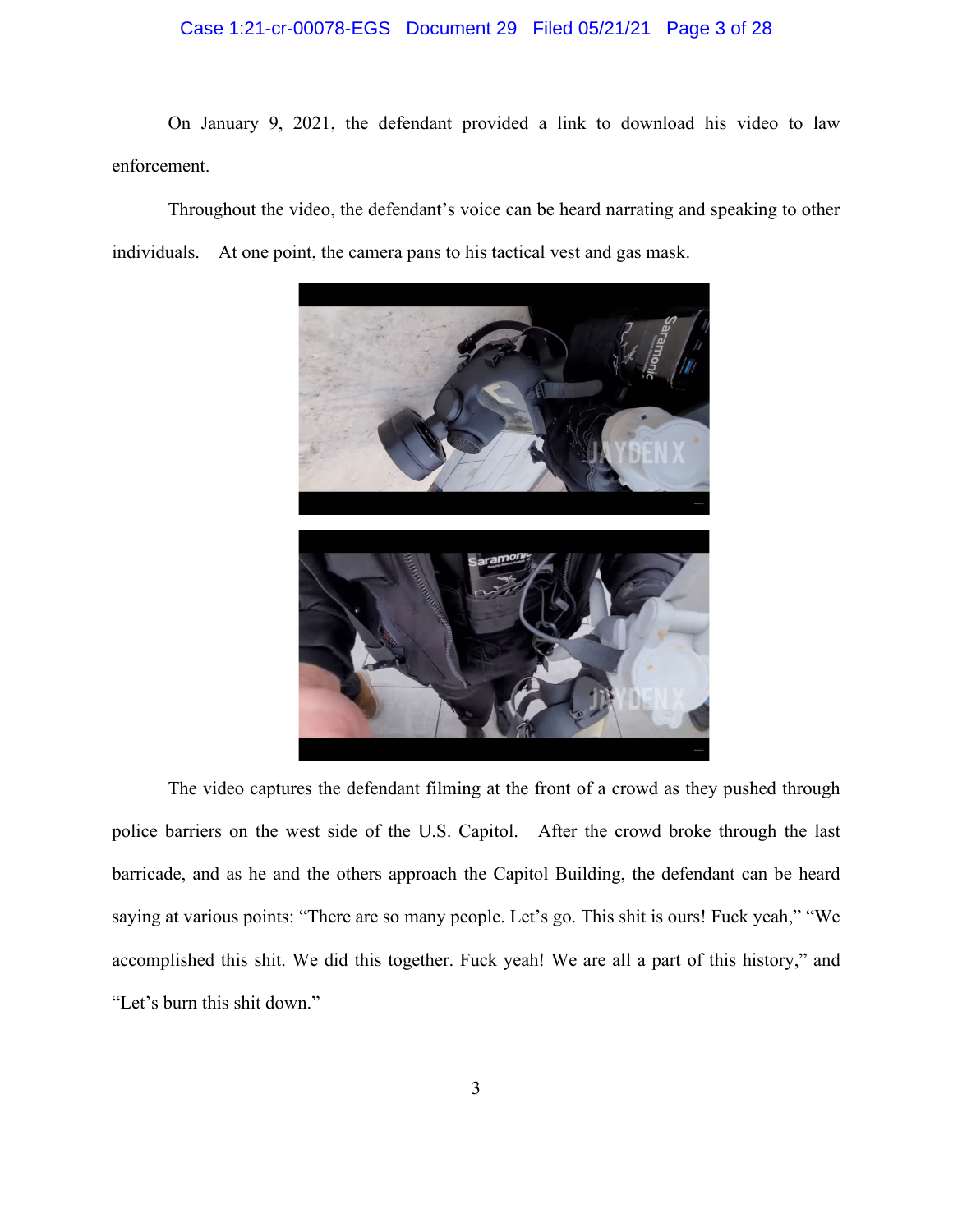On January 9, 2021, the defendant provided a link to download his video to law enforcement.

Throughout the video, the defendant's voice can be heard narrating and speaking to other individuals. At one point, the camera pans to his tactical vest and gas mask.

The video captures the defendant filming at the front of a crowd as they pushed through police barriers on the west side of the U.S. Capitol. After the crowd broke through the last barricade, and as he and the others approach the Capitol Building, the defendant can be heard saying at various points: "There are so many people. Let's go. This shit is ours! Fuck yeah," "We accomplished this shit. We did this together. Fuck yeah! We are all a part of this history," and "Let's burn this shit down."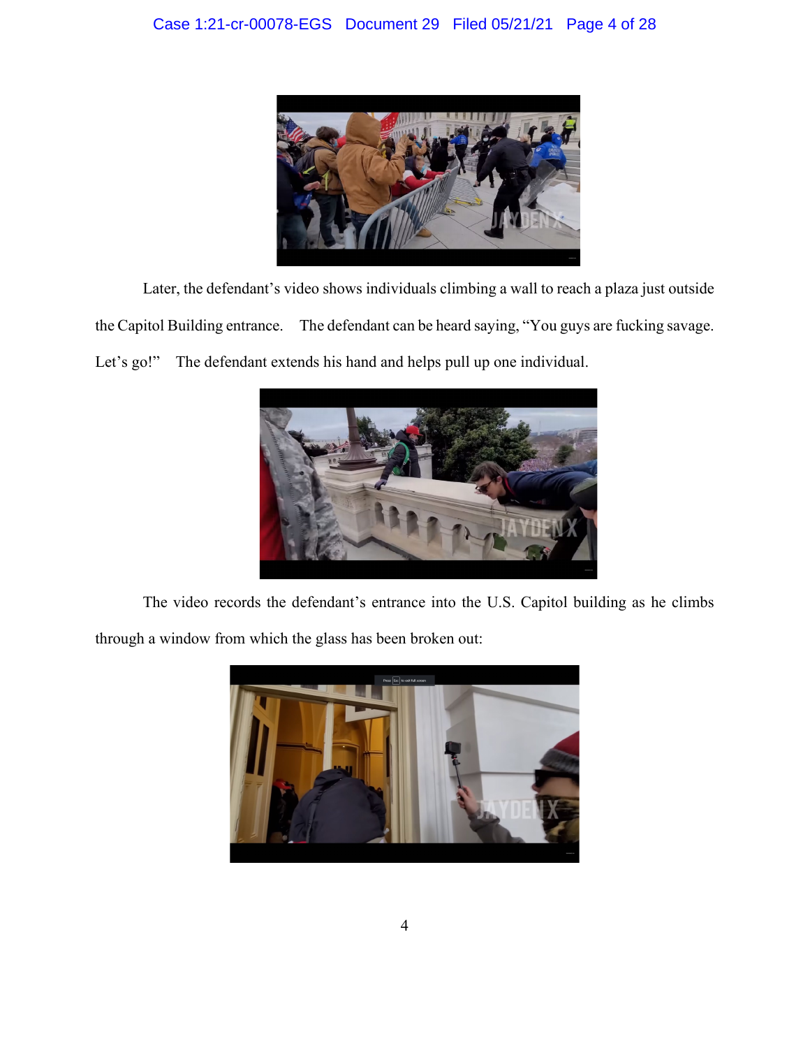Later, the defendant's video shows individuals climbing a wall to reach a plaza just outside the Capitol Building entrance. The defendant can be heard saying, "You guys are fucking savage. Let's go!" The defendant extends his hand and helps pull up one individual.

The video records the defendant's entrance into the U.S. Capitol building as he climbs through a window from which the glass has been broken out: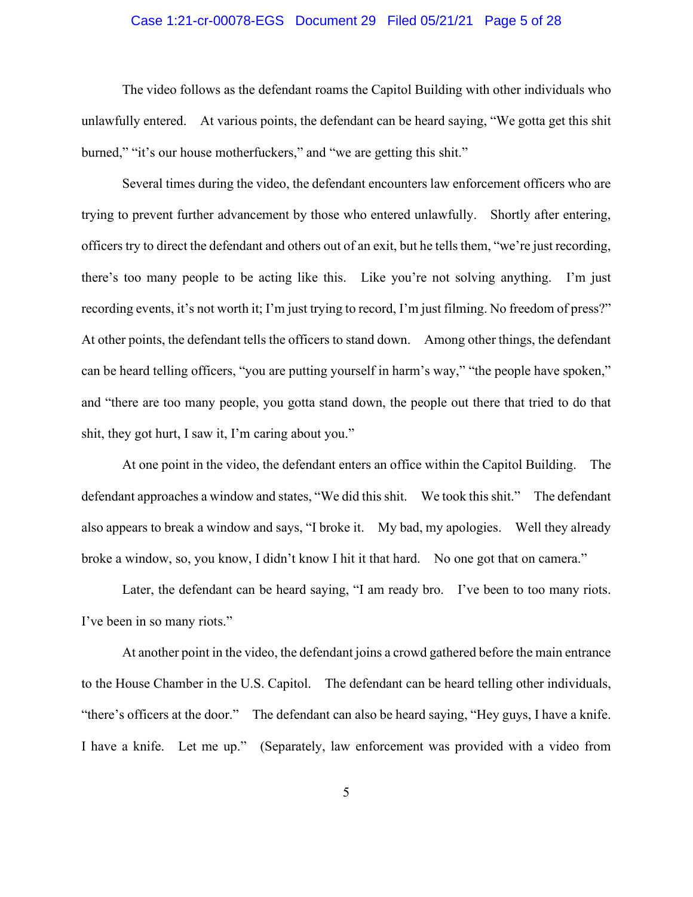The video follows as the defendant roams the Capitol Building with other individuals who unlawfully entered. At various points, the defendant can be heard saying, "We gotta get this shit burned," "it's our house motherfuckers," and "we are getting this shit."

Several times during the video, the defendant encounters law enforcement officers who are trying to prevent further advancement by those who entered unlawfully. Shortly after entering, officers try to direct the defendant and others out of an exit, but he tells them, "we're just recording, there's too many people to be acting like this. Like you're not solving anything. I'm just recording events, it's not worth it; I'm just trying to record, I'm just filming. No freedom of press?" At other points, the defendant tells the officers to stand down. Among other things, the defendant can be heard telling officers, "you are putting yourself in harm's way," "the people have spoken," and "there are too many people, you gotta stand down, the people out there that tried to do that shit, they got hurt, I saw it, I'm caring about you."

At one point in the video, the defendant enters an office within the Capitol Building. The defendant approaches a window and states, "We did this shit. We took this shit." The defendant also appears to break a window and says, "I broke it. My bad, my apologies. Well they already broke a window, so, you know, I didn't know I hit it that hard. No one got that on camera."

Later, the defendant can be heard saying, "I am ready bro. I've been to too many riots. I've been in so many riots."

At another point in the video, the defendant joins a crowd gathered before the main entrance to the House Chamber in the U.S. Capitol. The defendant can be heard telling other individuals, "there's officers at the door." The defendant can also be heard saying, "Hey guys, I have a knife. I have a knife. Let me up." (Separately, law enforcement was provided with a video from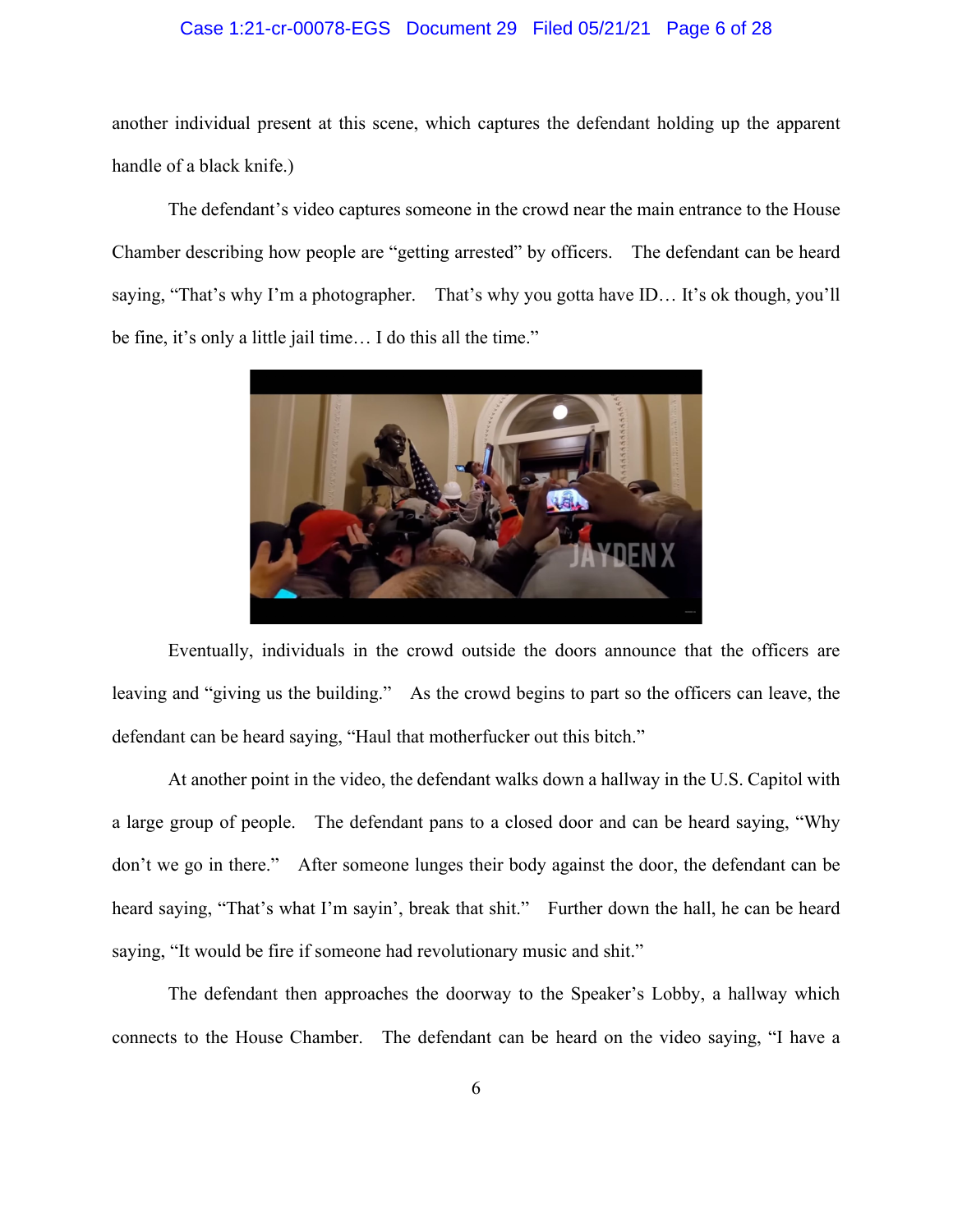another individual present at this scene, which captures the defendant holding up the apparent handle of a black knife.)

The defendant's video captures someone in the crowd near the main entrance to the House Chamber describing how people are "getting arrested" by officers. The defendant can be heard saying, "That's why I'm a photographer. That's why you gotta have ID… It's ok though, you'll be fine, it's only a little jail time… I do this all the time."

Eventually, individuals in the crowd outside the doors announce that the officers are leaving and "giving us the building." As the crowd begins to part so the officers can leave, the defendant can be heard saying, "Haul that motherfucker out this bitch."

At another point in the video, the defendant walks down a hallway in the U.S. Capitol with a large group of people. The defendant pans to a closed door and can be heard saying, "Why don't we go in there." After someone lunges their body against the door, the defendant can be heard saying, "That's what I'm sayin', break that shit." Further down the hall, he can be heard saying, "It would be fire if someone had revolutionary music and shit."

The defendant then approaches the doorway to the Speaker's Lobby, a hallway which connects to the House Chamber. The defendant can be heard on the video saying, "I have a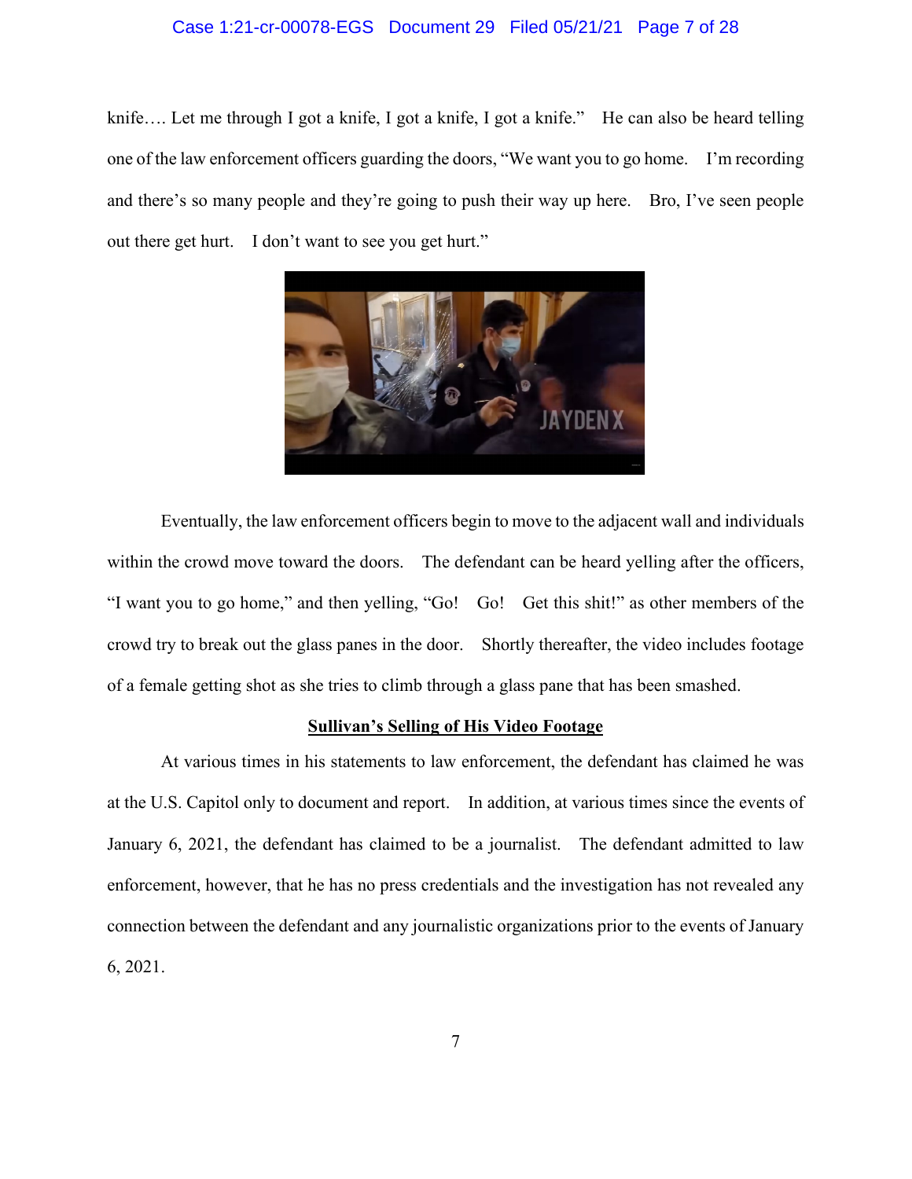knife…. Let me through I got a knife, I got a knife, I got a knife." He can also be heard telling one of the law enforcement officers guarding the doors, "We want you to go home. I'm recording and there's so many people and they're going to push their way up here. Bro, I've seen people out there get hurt. I don't want to see you get hurt."

Eventually, the law enforcement officers begin to move to the adjacent wall and individuals within the crowd move toward the doors. The defendant can be heard yelling after the officers, "I want you to go home," and then yelling, "Go! Go! Get this shit!" as other members of the crowd try to break out the glass panes in the door. Shortly thereafter, the video includes footage of a female getting shot as she tries to climb through a glass pane that has been smashed.

**<u>Sullivan's Selling of His Video Footage</u>**

At various times in his statements to law enforcement, the defendant has claimed he was at the U.S. Capitol only to document and report. In addition, at various times since the events of January 6, 2021, the defendant has claimed to be a journalist. The defendant admitted to law enforcement, however, that he has no press credentials and the investigation has not revealed any connection between the defendant and any journalistic organizations prior to the events of January 6, 2021.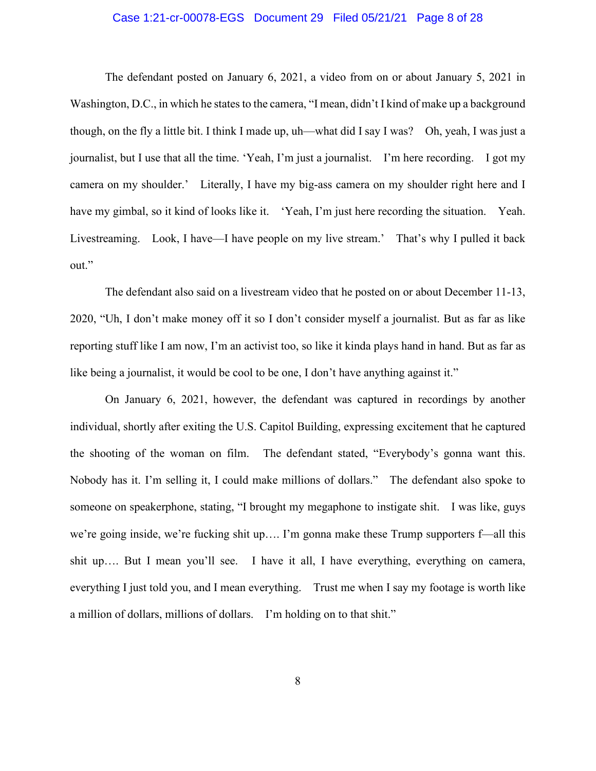The defendant posted on January 6, 2021, a video from on or about January 5, 2021 in Washington, D.C., in which he states to the camera, "I mean, didn't I kind of make up a background though, on the fly a little bit. I think I made up, uh—what did I say I was? Oh, yeah, I was just a journalist, but I use that all the time. 'Yeah, I'm just a journalist. I'm here recording. I got my camera on my shoulder.' Literally, I have my big-ass camera on my shoulder right here and I have my gimbal, so it kind of looks like it. 'Yeah, I'm just here recording the situation. Yeah. Livestreaming. Look, I have—I have people on my live stream.' That's why I pulled it back out."

The defendant also said on a livestream video that he posted on or about December 11-13, 2020, "Uh, I don't make money off it so I don't consider myself a journalist. But as far as like reporting stuff like I am now, I'm an activist too, so like it kinda plays hand in hand. But as far as like being a journalist, it would be cool to be one, I don't have anything against it."

On January 6, 2021, however, the defendant was captured in recordings by another individual, shortly after exiting the U.S. Capitol Building, expressing excitement that he captured the shooting of the woman on film. The defendant stated, "Everybody's gonna want this. Nobody has it. I'm selling it, I could make millions of dollars." The defendant also spoke to someone on speakerphone, stating, "I brought my megaphone to instigate shit. I was like, guys we're going inside, we're fucking shit up…. I'm gonna make these Trump supporters f—all this shit up…. But I mean you'll see. I have it all, I have everything, everything on camera, everything I just told you, and I mean everything. Trust me when I say my footage is worth like a million of dollars, millions of dollars. I'm holding on to that shit."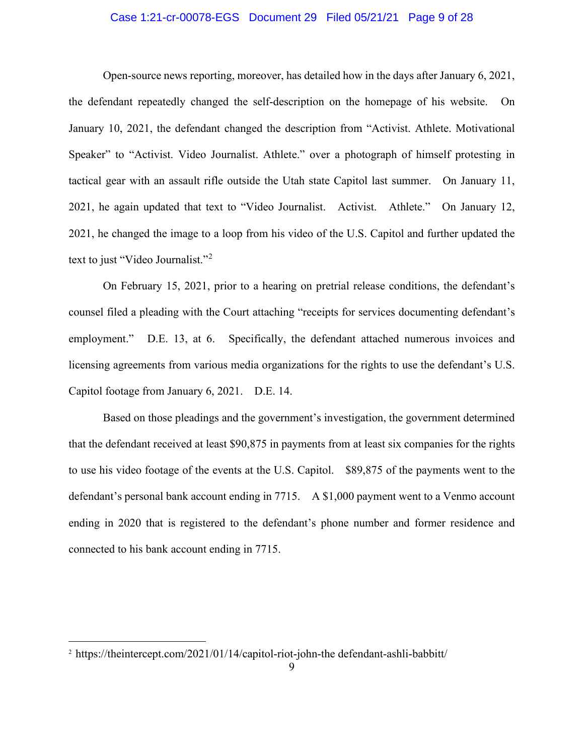Open-source news reporting, moreover, has detailed how in the days after January 6, 2021, the defendant repeatedly changed the self-description on the homepage of his website. On January 10, 2021, the defendant changed the description from "Activist. Athlete. Motivational Speaker" to "Activist. Video Journalist. Athlete." over a photograph of himself protesting in tactical gear with an assault rifle outside the Utah state Capitol last summer. On January 11, 2021, he again updated that text to "Video Journalist. Activist. Athlete." On January 12, 2021, he changed the image to a loop from his video of the U.S. Capitol and further updated the text to just "Video Journalist."[2]

On February 15, 2021, prior to a hearing on pretrial release conditions, the defendant's counsel filed a pleading with the Court attaching "receipts for services documenting defendant's employment." D.E. 13, at 6. Specifically, the defendant attached numerous invoices and licensing agreements from various media organizations for the rights to use the defendant's U.S. Capitol footage from January 6, 2021. D.E. 14.

Based on those pleadings and the government's investigation, the government determined that the defendant received at least $90,875 in payments from at least six companies for the rights to use his video footage of the events at the U.S. Capitol. $89,875 of the payments went to the defendant's personal bank account ending in 7715. A $1,000 payment went to a Venmo account ending in 2020 that is registered to the defendant's phone number and former residence and connected to his bank account ending in 7715.

---

[2] https://theintercept.com/2021/01/14/capitol-riot-john-the defendant-ashli-babbitt/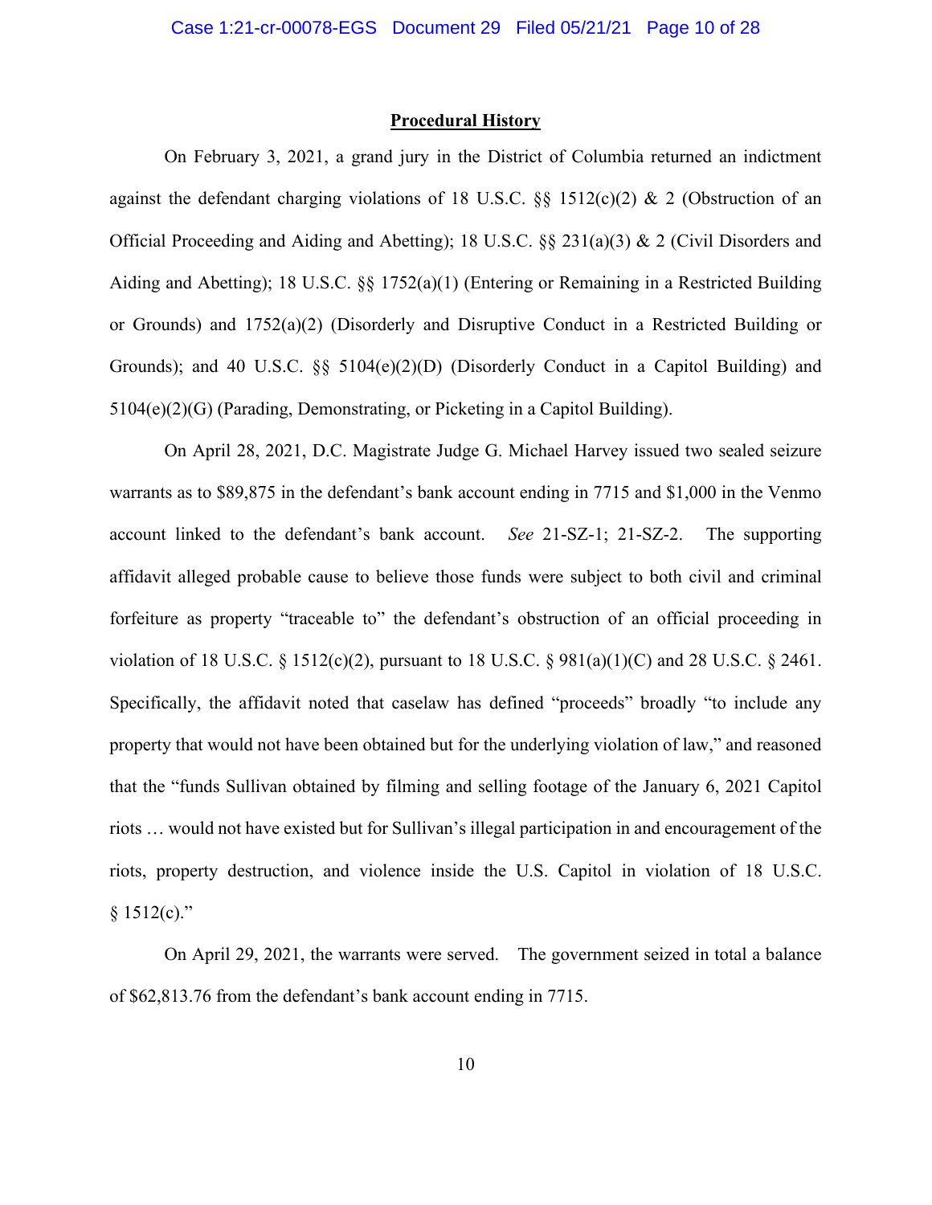## Procedural History

On February 3, 2021, a grand jury in the District of Columbia returned an indictment against the defendant charging violations of 18 U.S.C. §§ 1512(c)(2) & 2 (Obstruction of an Official Proceeding and Aiding and Abetting); 18 U.S.C. §§ 231(a)(3) & 2 (Civil Disorders and Aiding and Abetting); 18 U.S.C. §§ 1752(a)(1) (Entering or Remaining in a Restricted Building or Grounds) and 1752(a)(2) (Disorderly and Disruptive Conduct in a Restricted Building or Grounds); and 40 U.S.C. §§ 5104(e)(2)(D) (Disorderly Conduct in a Capitol Building) and 5104(e)(2)(G) (Parading, Demonstrating, or Picketing in a Capitol Building).

On April 28, 2021, D.C. Magistrate Judge G. Michael Harvey issued two sealed seizure warrants as to $89,875 in the defendant's bank account ending in 7715 and $1,000 in the Venmo account linked to the defendant's bank account. *See* 21-SZ-1; 21-SZ-2. The supporting affidavit alleged probable cause to believe those funds were subject to both civil and criminal forfeiture as property "traceable to" the defendant's obstruction of an official proceeding in violation of 18 U.S.C. § 1512(c)(2), pursuant to 18 U.S.C. § 981(a)(1)(C) and 28 U.S.C. § 2461. Specifically, the affidavit noted that caselaw has defined "proceeds" broadly "to include any property that would not have been obtained but for the underlying violation of law," and reasoned that the "funds Sullivan obtained by filming and selling footage of the January 6, 2021 Capitol riots … would not have existed but for Sullivan's illegal participation in and encouragement of the riots, property destruction, and violence inside the U.S. Capitol in violation of 18 U.S.C. § 1512(c)."

On April 29, 2021, the warrants were served. The government seized in total a balance of $62,813.76 from the defendant's bank account ending in 7715.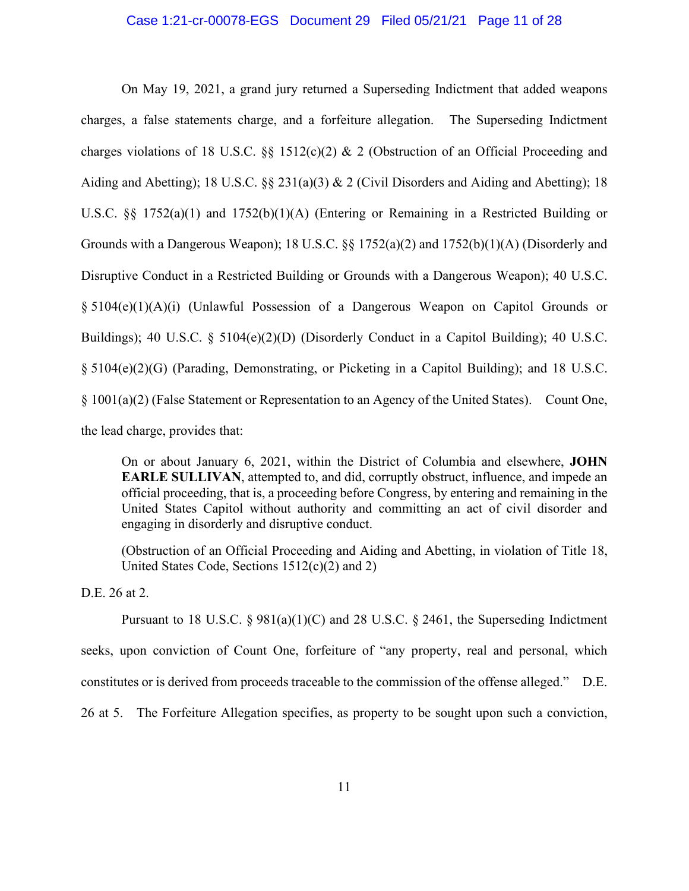On May 19, 2021, a grand jury returned a Superseding Indictment that added weapons charges, a false statements charge, and a forfeiture allegation. The Superseding Indictment charges violations of 18 U.S.C. §§ 1512(c)(2) & 2 (Obstruction of an Official Proceeding and Aiding and Abetting); 18 U.S.C. §§ 231(a)(3) & 2 (Civil Disorders and Aiding and Abetting); 18 U.S.C. §§ 1752(a)(1) and 1752(b)(1)(A) (Entering or Remaining in a Restricted Building or Grounds with a Dangerous Weapon); 18 U.S.C. §§ 1752(a)(2) and 1752(b)(1)(A) (Disorderly and Disruptive Conduct in a Restricted Building or Grounds with a Dangerous Weapon); 40 U.S.C. § 5104(e)(1)(A)(i) (Unlawful Possession of a Dangerous Weapon on Capitol Grounds or Buildings); 40 U.S.C. § 5104(e)(2)(D) (Disorderly Conduct in a Capitol Building); 40 U.S.C. § 5104(e)(2)(G) (Parading, Demonstrating, or Picketing in a Capitol Building); and 18 U.S.C. § 1001(a)(2) (False Statement or Representation to an Agency of the United States). Count One, the lead charge, provides that:

> On or about January 6, 2021, within the District of Columbia and elsewhere, **JOHN EARLE SULLIVAN**, attempted to, and did, corruptly obstruct, influence, and impede an official proceeding, that is, a proceeding before Congress, by entering and remaining in the United States Capitol without authority and committing an act of civil disorder and engaging in disorderly and disruptive conduct.
>
> (Obstruction of an Official Proceeding and Aiding and Abetting, in violation of Title 18, United States Code, Sections 1512(c)(2) and 2)

D.E. 26 at 2.

Pursuant to 18 U.S.C. § 981(a)(1)(C) and 28 U.S.C. § 2461, the Superseding Indictment seeks, upon conviction of Count One, forfeiture of "any property, real and personal, which constitutes or is derived from proceeds traceable to the commission of the offense alleged." D.E. 26 at 5. The Forfeiture Allegation specifies, as property to be sought upon such a conviction,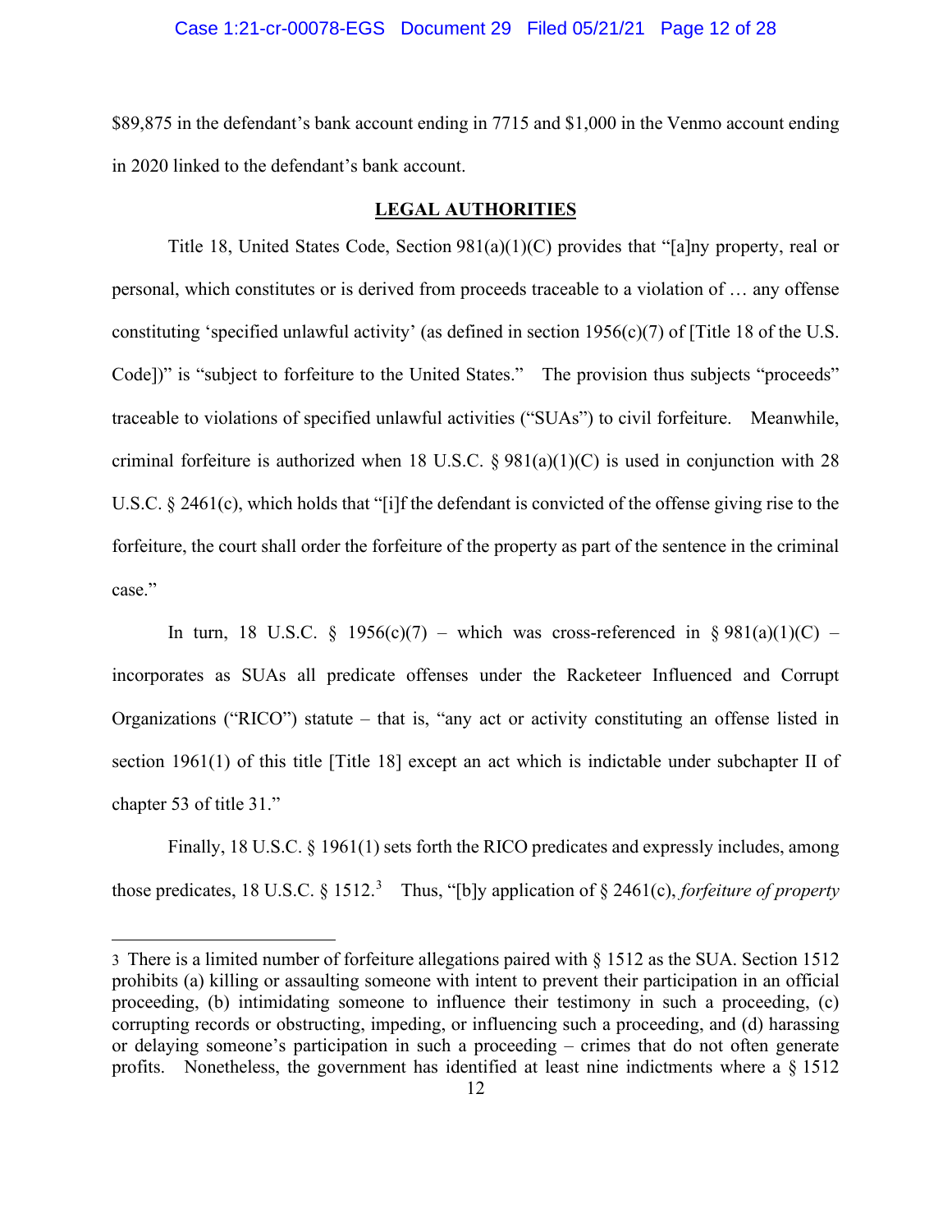$89,875 in the defendant's bank account ending in 7715 and $1,000 in the Venmo account ending in 2020 linked to the defendant's bank account.

## LEGAL AUTHORITIES

Title 18, United States Code, Section 981(a)(1)(C) provides that "[a]ny property, real or personal, which constitutes or is derived from proceeds traceable to a violation of … any offense constituting 'specified unlawful activity' (as defined in section 1956(c)(7) of [Title 18 of the U.S. Code])" is "subject to forfeiture to the United States." The provision thus subjects "proceeds" traceable to violations of specified unlawful activities ("SUAs") to civil forfeiture. Meanwhile, criminal forfeiture is authorized when 18 U.S.C. § 981(a)(1)(C) is used in conjunction with 28 U.S.C. § 2461(c), which holds that "[i]f the defendant is convicted of the offense giving rise to the forfeiture, the court shall order the forfeiture of the property as part of the sentence in the criminal case."

In turn, 18 U.S.C. § 1956(c)(7) – which was cross-referenced in § 981(a)(1)(C) – incorporates as SUAs all predicate offenses under the Racketeer Influenced and Corrupt Organizations ("RICO") statute – that is, "any act or activity constituting an offense listed in section 1961(1) of this title [Title 18] except an act which is indictable under subchapter II of chapter 53 of title 31."

Finally, 18 U.S.C. § 1961(1) sets forth the RICO predicates and expressly includes, among those predicates, 18 U.S.C. § 1512.[3] Thus, "[b]y application of § 2461(c), *forfeiture of property*

---

3 There is a limited number of forfeiture allegations paired with § 1512 as the SUA. Section 1512 prohibits (a) killing or assaulting someone with intent to prevent their participation in an official proceeding, (b) intimidating someone to influence their testimony in such a proceeding, (c) corrupting records or obstructing, impeding, or influencing such a proceeding, and (d) harassing or delaying someone's participation in such a proceeding – crimes that do not often generate profits. Nonetheless, the government has identified at least nine indictments where a § 1512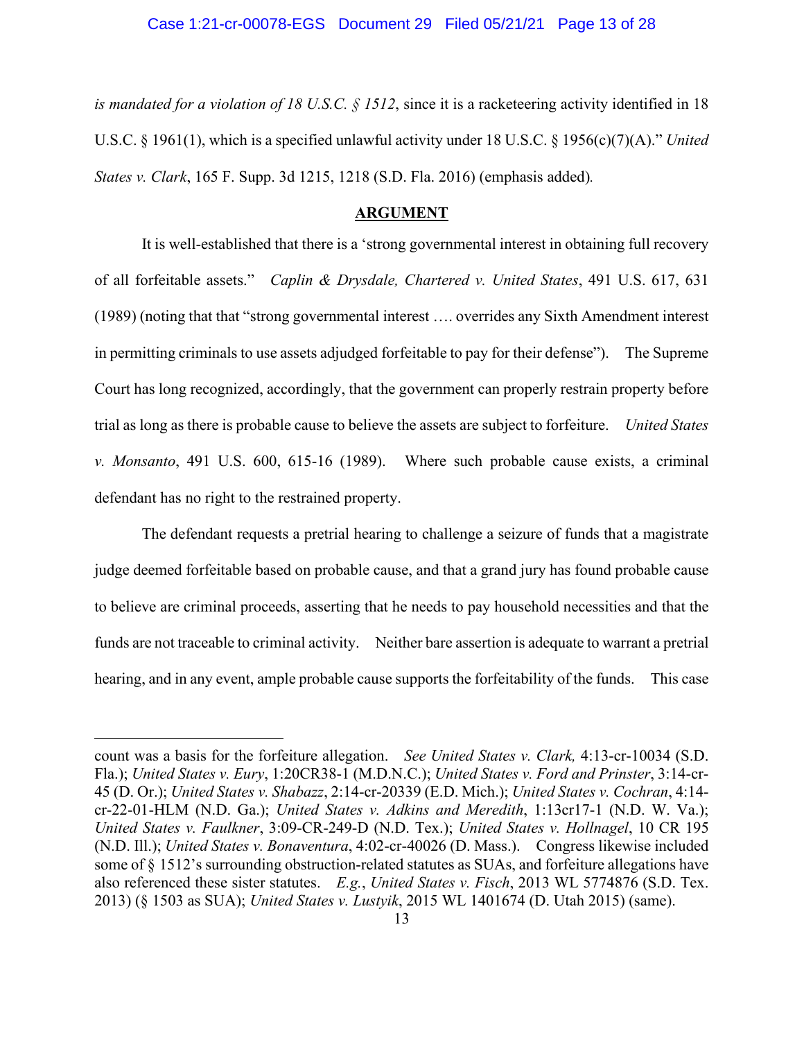*is mandated for a violation of 18 U.S.C. § 1512*, since it is a racketeering activity identified in 18 U.S.C. § 1961(1), which is a specified unlawful activity under 18 U.S.C. § 1956(c)(7)(A)." *United States v. Clark*, 165 F. Supp. 3d 1215, 1218 (S.D. Fla. 2016) (emphasis added).

## ARGUMENT

It is well-established that there is a 'strong governmental interest in obtaining full recovery of all forfeitable assets." *Caplin & Drysdale, Chartered v. United States*, 491 U.S. 617, 631 (1989) (noting that that "strong governmental interest …. overrides any Sixth Amendment interest in permitting criminals to use assets adjudged forfeitable to pay for their defense"). The Supreme Court has long recognized, accordingly, that the government can properly restrain property before trial as long as there is probable cause to believe the assets are subject to forfeiture. *United States v. Monsanto*, 491 U.S. 600, 615-16 (1989). Where such probable cause exists, a criminal defendant has no right to the restrained property.

The defendant requests a pretrial hearing to challenge a seizure of funds that a magistrate judge deemed forfeitable based on probable cause, and that a grand jury has found probable cause to believe are criminal proceeds, asserting that he needs to pay household necessities and that the funds are not traceable to criminal activity. Neither bare assertion is adequate to warrant a pretrial hearing, and in any event, ample probable cause supports the forfeitability of the funds. This case

---

count was a basis for the forfeiture allegation. *See United States v. Clark,* 4:13-cr-10034 (S.D. Fla.); *United States v. Eury*, 1:20CR38-1 (M.D.N.C.); *United States v. Ford and Prinster*, 3:14-cr-45 (D. Or.); *United States v. Shabazz*, 2:14-cr-20339 (E.D. Mich.); *United States v. Cochran*, 4:14-cr-22-01-HLM (N.D. Ga.); *United States v. Adkins and Meredith*, 1:13cr17-1 (N.D. W. Va.); *United States v. Faulkner*, 3:09-CR-249-D (N.D. Tex.); *United States v. Hollnagel*, 10 CR 195 (N.D. Ill.); *United States v. Bonaventura*, 4:02-cr-40026 (D. Mass.). Congress likewise included some of § 1512's surrounding obstruction-related statutes as SUAs, and forfeiture allegations have also referenced these sister statutes. *E.g.*, *United States v. Fisch*, 2013 WL 5774876 (S.D. Tex. 2013) (§ 1503 as SUA); *United States v. Lustyik*, 2015 WL 1401674 (D. Utah 2015) (same).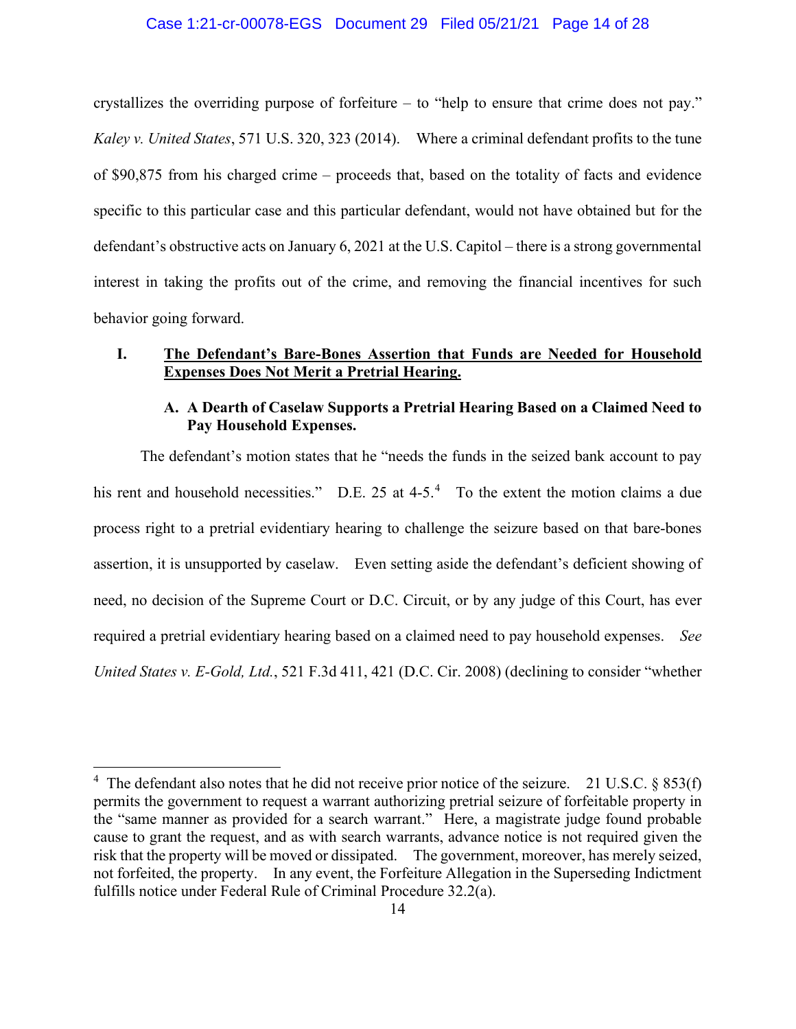crystallizes the overriding purpose of forfeiture – to "help to ensure that crime does not pay." *Kaley v. United States*, 571 U.S. 320, 323 (2014). Where a criminal defendant profits to the tune of $90,875 from his charged crime – proceeds that, based on the totality of facts and evidence specific to this particular case and this particular defendant, would not have obtained but for the defendant's obstructive acts on January 6, 2021 at the U.S. Capitol – there is a strong governmental interest in taking the profits out of the crime, and removing the financial incentives for such behavior going forward.

## I. <u>The Defendant's Bare-Bones Assertion that Funds are Needed for Household Expenses Does Not Merit a Pretrial Hearing.</u>

### A. A Dearth of Caselaw Supports a Pretrial Hearing Based on a Claimed Need to Pay Household Expenses.

The defendant's motion states that he "needs the funds in the seized bank account to pay his rent and household necessities." D.E. 25 at 4-5.[4] To the extent the motion claims a due process right to a pretrial evidentiary hearing to challenge the seizure based on that bare-bones assertion, it is unsupported by caselaw. Even setting aside the defendant's deficient showing of need, no decision of the Supreme Court or D.C. Circuit, or by any judge of this Court, has ever required a pretrial evidentiary hearing based on a claimed need to pay household expenses. *See United States v. E-Gold, Ltd.*, 521 F.3d 411, 421 (D.C. Cir. 2008) (declining to consider "whether

---

[4] The defendant also notes that he did not receive prior notice of the seizure. 21 U.S.C. § 853(f) permits the government to request a warrant authorizing pretrial seizure of forfeitable property in the "same manner as provided for a search warrant." Here, a magistrate judge found probable cause to grant the request, and as with search warrants, advance notice is not required given the risk that the property will be moved or dissipated. The government, moreover, has merely seized, not forfeited, the property. In any event, the Forfeiture Allegation in the Superseding Indictment fulfills notice under Federal Rule of Criminal Procedure 32.2(a).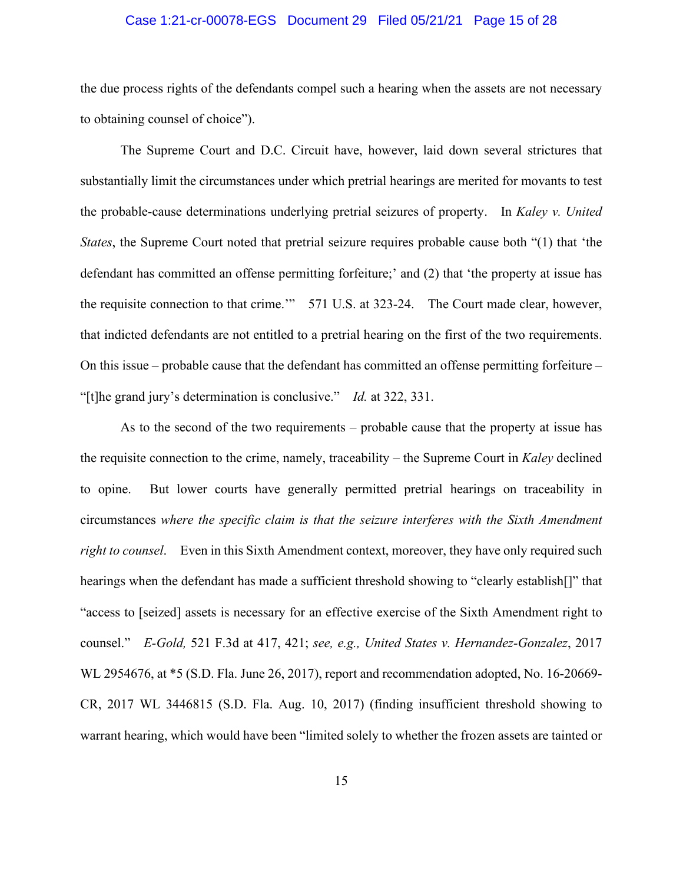the due process rights of the defendants compel such a hearing when the assets are not necessary to obtaining counsel of choice").

The Supreme Court and D.C. Circuit have, however, laid down several strictures that substantially limit the circumstances under which pretrial hearings are merited for movants to test the probable-cause determinations underlying pretrial seizures of property. In *Kaley v. United States*, the Supreme Court noted that pretrial seizure requires probable cause both "(1) that 'the defendant has committed an offense permitting forfeiture;' and (2) that 'the property at issue has the requisite connection to that crime.'" 571 U.S. at 323-24. The Court made clear, however, that indicted defendants are not entitled to a pretrial hearing on the first of the two requirements. On this issue – probable cause that the defendant has committed an offense permitting forfeiture – "[t]he grand jury's determination is conclusive." *Id.* at 322, 331.

As to the second of the two requirements – probable cause that the property at issue has the requisite connection to the crime, namely, traceability – the Supreme Court in *Kaley* declined to opine. But lower courts have generally permitted pretrial hearings on traceability in circumstances *where the specific claim is that the seizure interferes with the Sixth Amendment right to counsel*. Even in this Sixth Amendment context, moreover, they have only required such hearings when the defendant has made a sufficient threshold showing to "clearly establish[]" that "access to [seized] assets is necessary for an effective exercise of the Sixth Amendment right to counsel." *E-Gold,* 521 F.3d at 417, 421; *see, e.g., United States v. Hernandez-Gonzalez*, 2017 WL 2954676, at *5 (S.D. Fla. June 26, 2017), report and recommendation adopted, No. 16-20669-CR, 2017 WL 3446815 (S.D. Fla. Aug. 10, 2017) (finding insufficient threshold showing to warrant hearing, which would have been "limited solely to whether the frozen assets are tainted or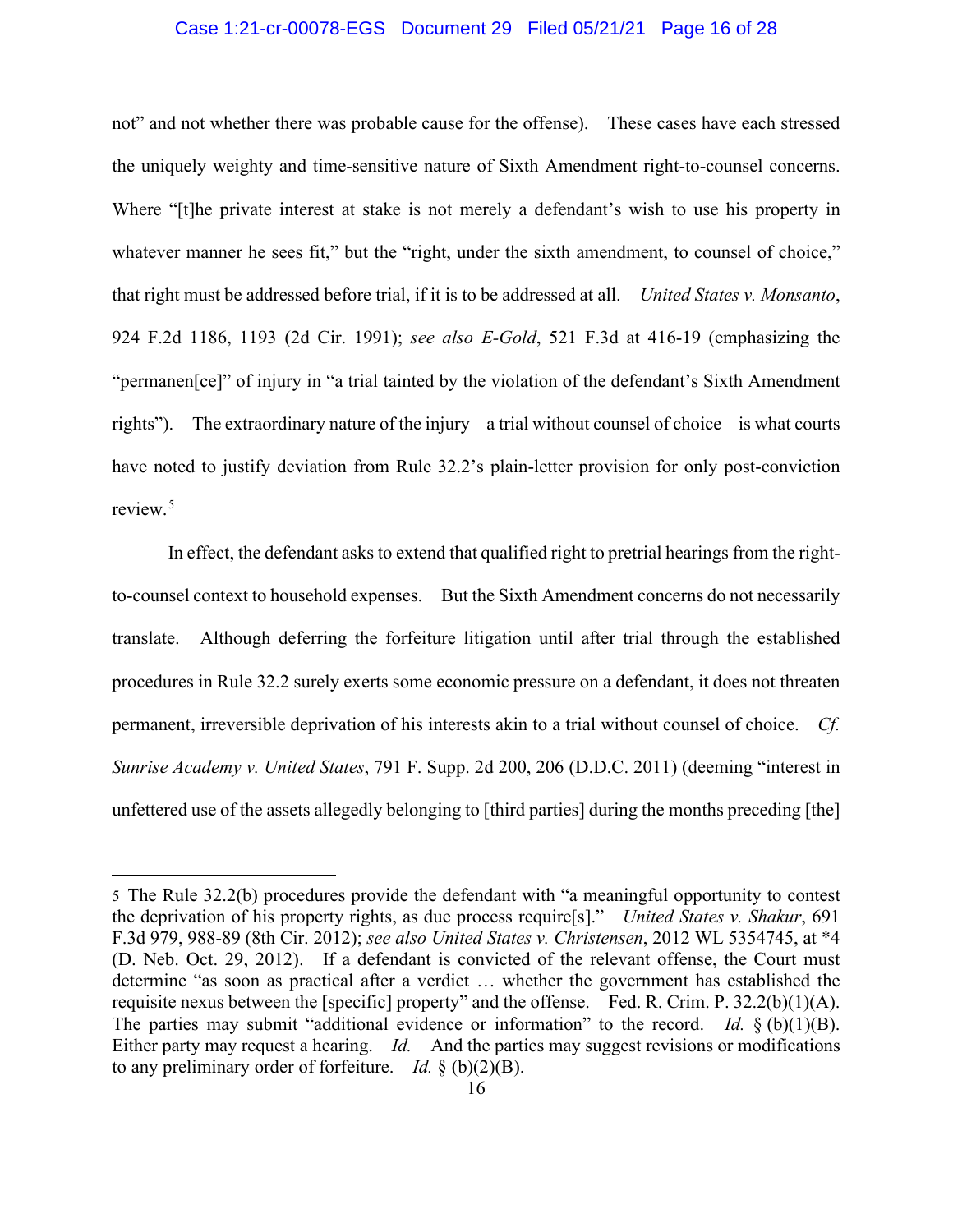not" and not whether there was probable cause for the offense). These cases have each stressed the uniquely weighty and time-sensitive nature of Sixth Amendment right-to-counsel concerns. Where "[t]he private interest at stake is not merely a defendant's wish to use his property in whatever manner he sees fit," but the "right, under the sixth amendment, to counsel of choice," that right must be addressed before trial, if it is to be addressed at all. *United States v. Monsanto*, 924 F.2d 1186, 1193 (2d Cir. 1991); *see also E-Gold*, 521 F.3d at 416-19 (emphasizing the "permanen[ce]" of injury in "a trial tainted by the violation of the defendant's Sixth Amendment rights"). The extraordinary nature of the injury – a trial without counsel of choice – is what courts have noted to justify deviation from Rule 32.2's plain-letter provision for only post-conviction review.[5]

In effect, the defendant asks to extend that qualified right to pretrial hearings from the right-to-counsel context to household expenses. But the Sixth Amendment concerns do not necessarily translate. Although deferring the forfeiture litigation until after trial through the established procedures in Rule 32.2 surely exerts some economic pressure on a defendant, it does not threaten permanent, irreversible deprivation of his interests akin to a trial without counsel of choice. *Cf. Sunrise Academy v. United States*, 791 F. Supp. 2d 200, 206 (D.D.C. 2011) (deeming "interest in unfettered use of the assets allegedly belonging to [third parties] during the months preceding [the]

---

[5] The Rule 32.2(b) procedures provide the defendant with "a meaningful opportunity to contest the deprivation of his property rights, as due process require[s]." *United States v. Shakur*, 691 F.3d 979, 988-89 (8th Cir. 2012); *see also United States v. Christensen*, 2012 WL 5354745, at *4 (D. Neb. Oct. 29, 2012). If a defendant is convicted of the relevant offense, the Court must determine "as soon as practical after a verdict … whether the government has established the requisite nexus between the [specific] property" and the offense. Fed. R. Crim. P. 32.2(b)(1)(A). The parties may submit "additional evidence or information" to the record. *Id.* § (b)(1)(B). Either party may request a hearing. *Id.* And the parties may suggest revisions or modifications to any preliminary order of forfeiture. *Id.* § (b)(2)(B).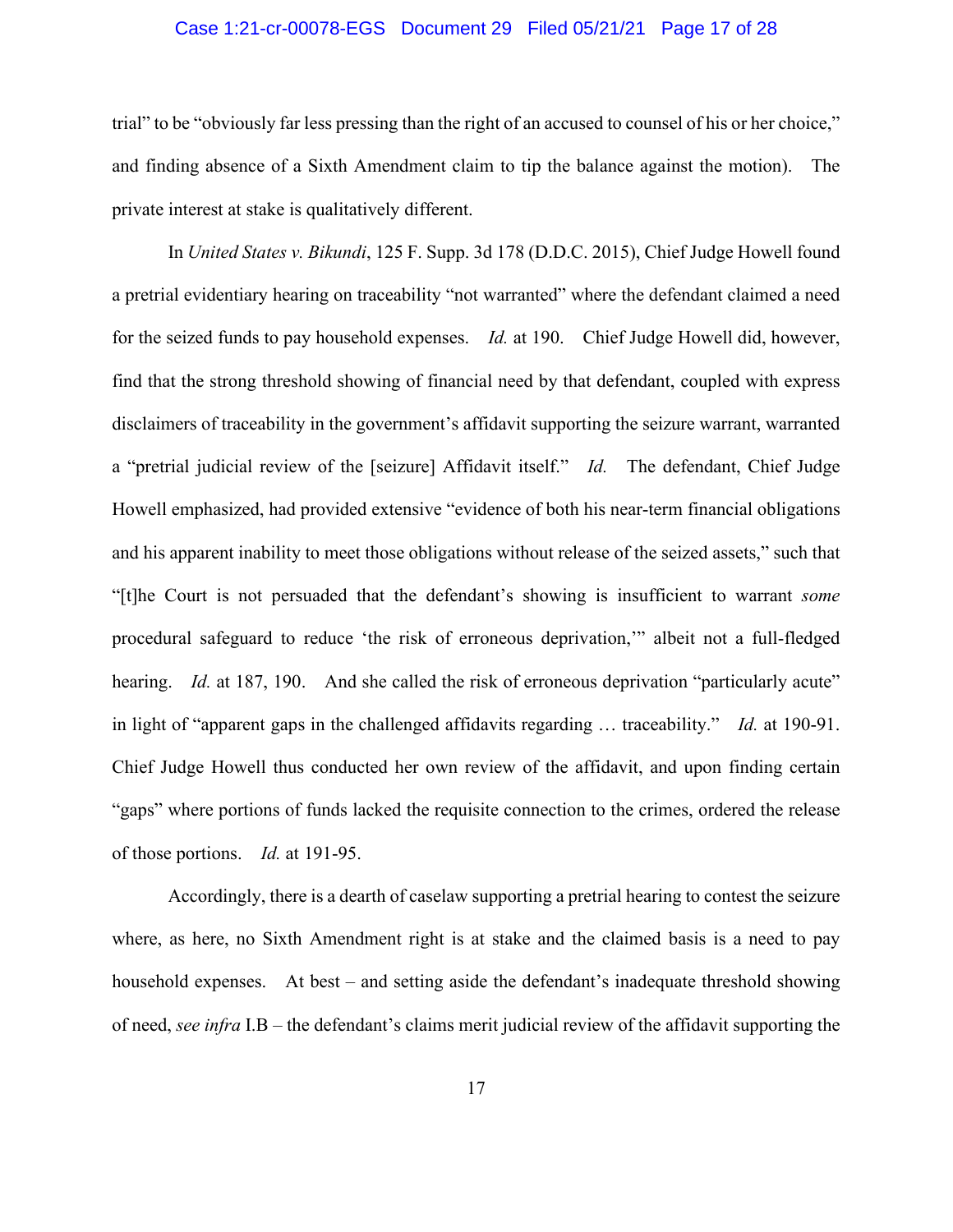trial" to be "obviously far less pressing than the right of an accused to counsel of his or her choice," and finding absence of a Sixth Amendment claim to tip the balance against the motion). The private interest at stake is qualitatively different.

In *United States v. Bikundi*, 125 F. Supp. 3d 178 (D.D.C. 2015), Chief Judge Howell found a pretrial evidentiary hearing on traceability "not warranted" where the defendant claimed a need for the seized funds to pay household expenses. *Id.* at 190. Chief Judge Howell did, however, find that the strong threshold showing of financial need by that defendant, coupled with express disclaimers of traceability in the government's affidavit supporting the seizure warrant, warranted a "pretrial judicial review of the [seizure] Affidavit itself." *Id.* The defendant, Chief Judge Howell emphasized, had provided extensive "evidence of both his near-term financial obligations and his apparent inability to meet those obligations without release of the seized assets," such that "[t]he Court is not persuaded that the defendant's showing is insufficient to warrant *some* procedural safeguard to reduce 'the risk of erroneous deprivation,'" albeit not a full-fledged hearing. *Id.* at 187, 190. And she called the risk of erroneous deprivation "particularly acute" in light of "apparent gaps in the challenged affidavits regarding … traceability." *Id.* at 190-91. Chief Judge Howell thus conducted her own review of the affidavit, and upon finding certain "gaps" where portions of funds lacked the requisite connection to the crimes, ordered the release of those portions. *Id.* at 191-95.

Accordingly, there is a dearth of caselaw supporting a pretrial hearing to contest the seizure where, as here, no Sixth Amendment right is at stake and the claimed basis is a need to pay household expenses. At best – and setting aside the defendant's inadequate threshold showing of need, *see infra* I.B – the defendant's claims merit judicial review of the affidavit supporting the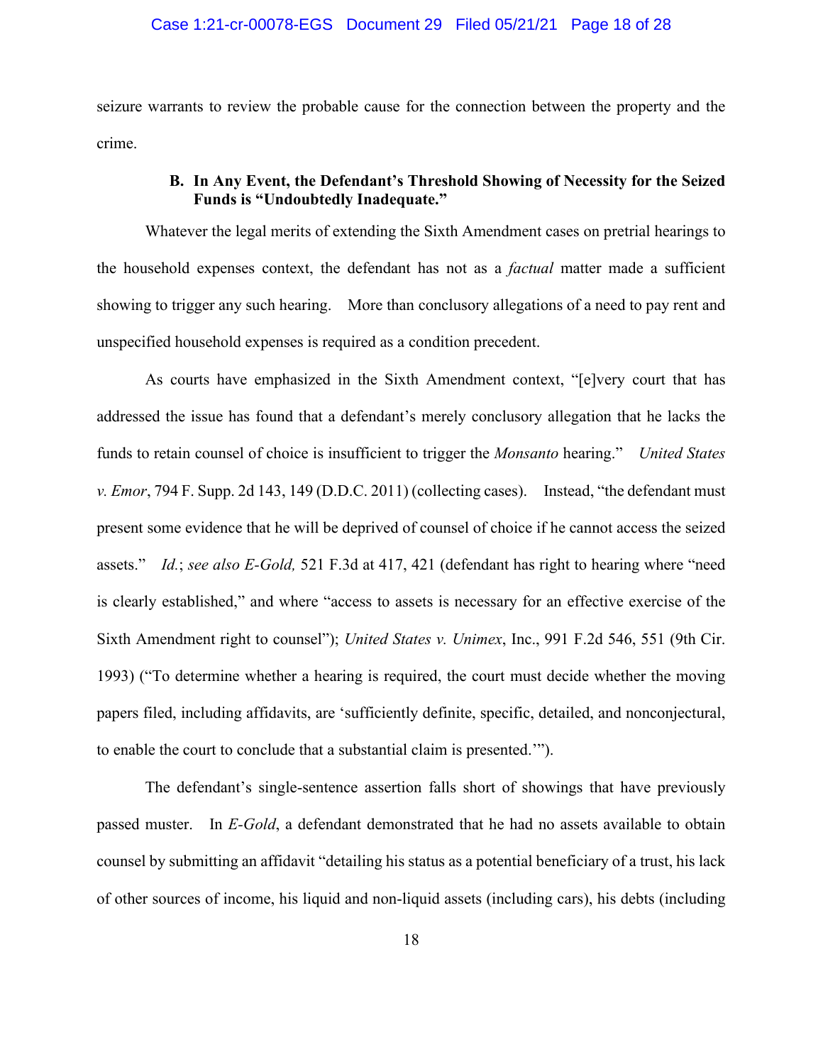seizure warrants to review the probable cause for the connection between the property and the crime.

### B. In Any Event, the Defendant's Threshold Showing of Necessity for the Seized Funds is "Undoubtedly Inadequate."

Whatever the legal merits of extending the Sixth Amendment cases on pretrial hearings to the household expenses context, the defendant has not as a *factual* matter made a sufficient showing to trigger any such hearing. More than conclusory allegations of a need to pay rent and unspecified household expenses is required as a condition precedent.

As courts have emphasized in the Sixth Amendment context, "[e]very court that has addressed the issue has found that a defendant's merely conclusory allegation that he lacks the funds to retain counsel of choice is insufficient to trigger the *Monsanto* hearing." *United States v. Emor*, 794 F. Supp. 2d 143, 149 (D.D.C. 2011) (collecting cases). Instead, "the defendant must present some evidence that he will be deprived of counsel of choice if he cannot access the seized assets." *Id.*; *see also E-Gold,* 521 F.3d at 417, 421 (defendant has right to hearing where "need is clearly established," and where "access to assets is necessary for an effective exercise of the Sixth Amendment right to counsel"); *United States v. Unimex*, Inc., 991 F.2d 546, 551 (9th Cir. 1993) ("To determine whether a hearing is required, the court must decide whether the moving papers filed, including affidavits, are 'sufficiently definite, specific, detailed, and nonconjectural, to enable the court to conclude that a substantial claim is presented.'").

The defendant's single-sentence assertion falls short of showings that have previously passed muster. In *E-Gold*, a defendant demonstrated that he had no assets available to obtain counsel by submitting an affidavit "detailing his status as a potential beneficiary of a trust, his lack of other sources of income, his liquid and non-liquid assets (including cars), his debts (including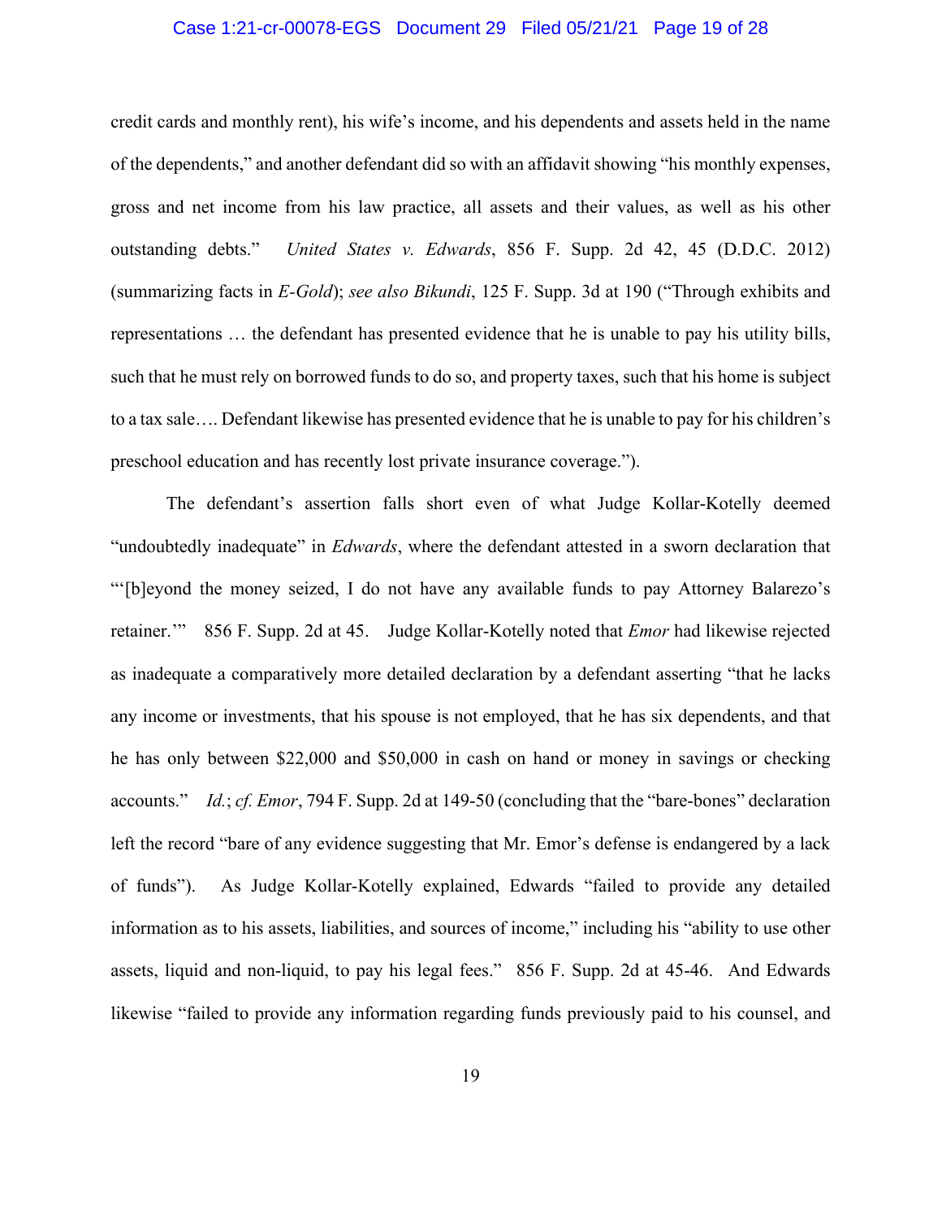credit cards and monthly rent), his wife's income, and his dependents and assets held in the name of the dependents," and another defendant did so with an affidavit showing "his monthly expenses, gross and net income from his law practice, all assets and their values, as well as his other outstanding debts." *United States v. Edwards*, 856 F. Supp. 2d 42, 45 (D.D.C. 2012) (summarizing facts in *E-Gold*); *see also Bikundi*, 125 F. Supp. 3d at 190 ("Through exhibits and representations … the defendant has presented evidence that he is unable to pay his utility bills, such that he must rely on borrowed funds to do so, and property taxes, such that his home is subject to a tax sale…. Defendant likewise has presented evidence that he is unable to pay for his children's preschool education and has recently lost private insurance coverage.").

The defendant's assertion falls short even of what Judge Kollar-Kotelly deemed "undoubtedly inadequate" in *Edwards*, where the defendant attested in a sworn declaration that "'[b]eyond the money seized, I do not have any available funds to pay Attorney Balarezo's retainer.'" 856 F. Supp. 2d at 45. Judge Kollar-Kotelly noted that *Emor* had likewise rejected as inadequate a comparatively more detailed declaration by a defendant asserting "that he lacks any income or investments, that his spouse is not employed, that he has six dependents, and that he has only between $22,000 and $50,000 in cash on hand or money in savings or checking accounts." *Id.*; *cf. Emor*, 794 F. Supp. 2d at 149-50 (concluding that the "bare-bones" declaration left the record "bare of any evidence suggesting that Mr. Emor's defense is endangered by a lack of funds"). As Judge Kollar-Kotelly explained, Edwards "failed to provide any detailed information as to his assets, liabilities, and sources of income," including his "ability to use other assets, liquid and non-liquid, to pay his legal fees." 856 F. Supp. 2d at 45-46. And Edwards likewise "failed to provide any information regarding funds previously paid to his counsel, and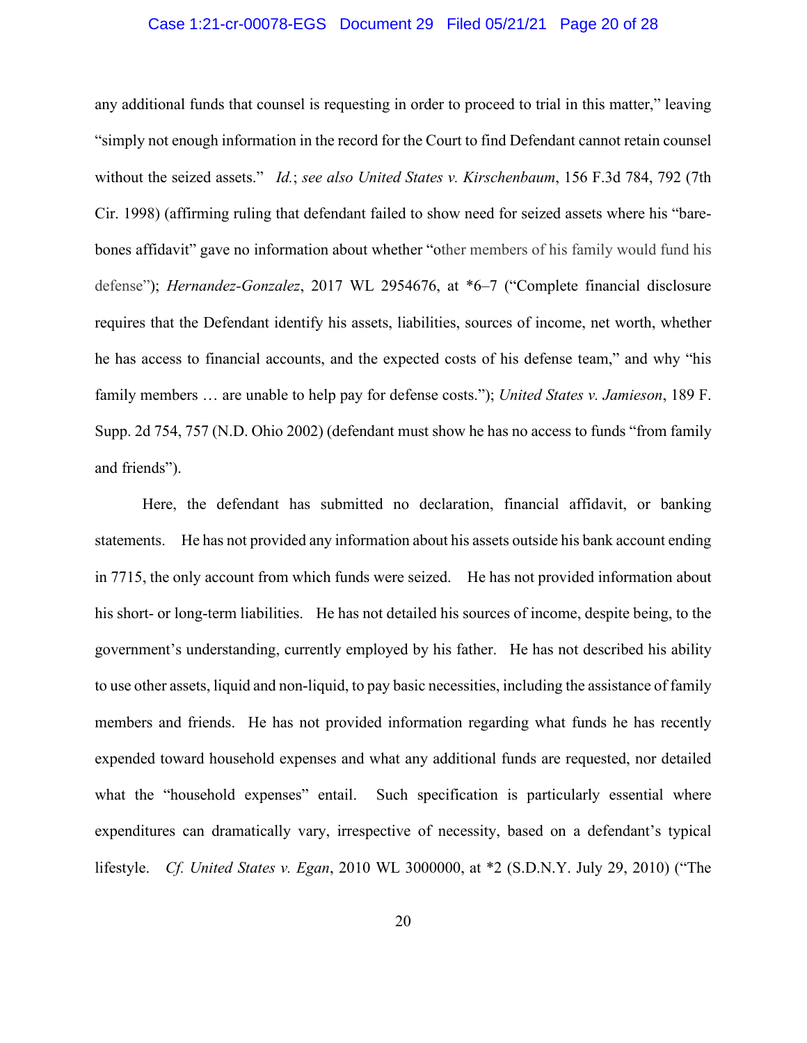any additional funds that counsel is requesting in order to proceed to trial in this matter," leaving "simply not enough information in the record for the Court to find Defendant cannot retain counsel without the seized assets." *Id.*; *see also United States v. Kirschenbaum*, 156 F.3d 784, 792 (7th Cir. 1998) (affirming ruling that defendant failed to show need for seized assets where his "bare-bones affidavit" gave no information about whether "other members of his family would fund his defense"); *Hernandez-Gonzalez*, 2017 WL 2954676, at *6–7 ("Complete financial disclosure requires that the Defendant identify his assets, liabilities, sources of income, net worth, whether he has access to financial accounts, and the expected costs of his defense team," and why "his family members … are unable to help pay for defense costs."); *United States v. Jamieson*, 189 F. Supp. 2d 754, 757 (N.D. Ohio 2002) (defendant must show he has no access to funds "from family and friends").

Here, the defendant has submitted no declaration, financial affidavit, or banking statements. He has not provided any information about his assets outside his bank account ending in 7715, the only account from which funds were seized. He has not provided information about his short- or long-term liabilities. He has not detailed his sources of income, despite being, to the government's understanding, currently employed by his father. He has not described his ability to use other assets, liquid and non-liquid, to pay basic necessities, including the assistance of family members and friends. He has not provided information regarding what funds he has recently expended toward household expenses and what any additional funds are requested, nor detailed what the "household expenses" entail. Such specification is particularly essential where expenditures can dramatically vary, irrespective of necessity, based on a defendant's typical lifestyle. *Cf. United States v. Egan*, 2010 WL 3000000, at *2 (S.D.N.Y. July 29, 2010) ("The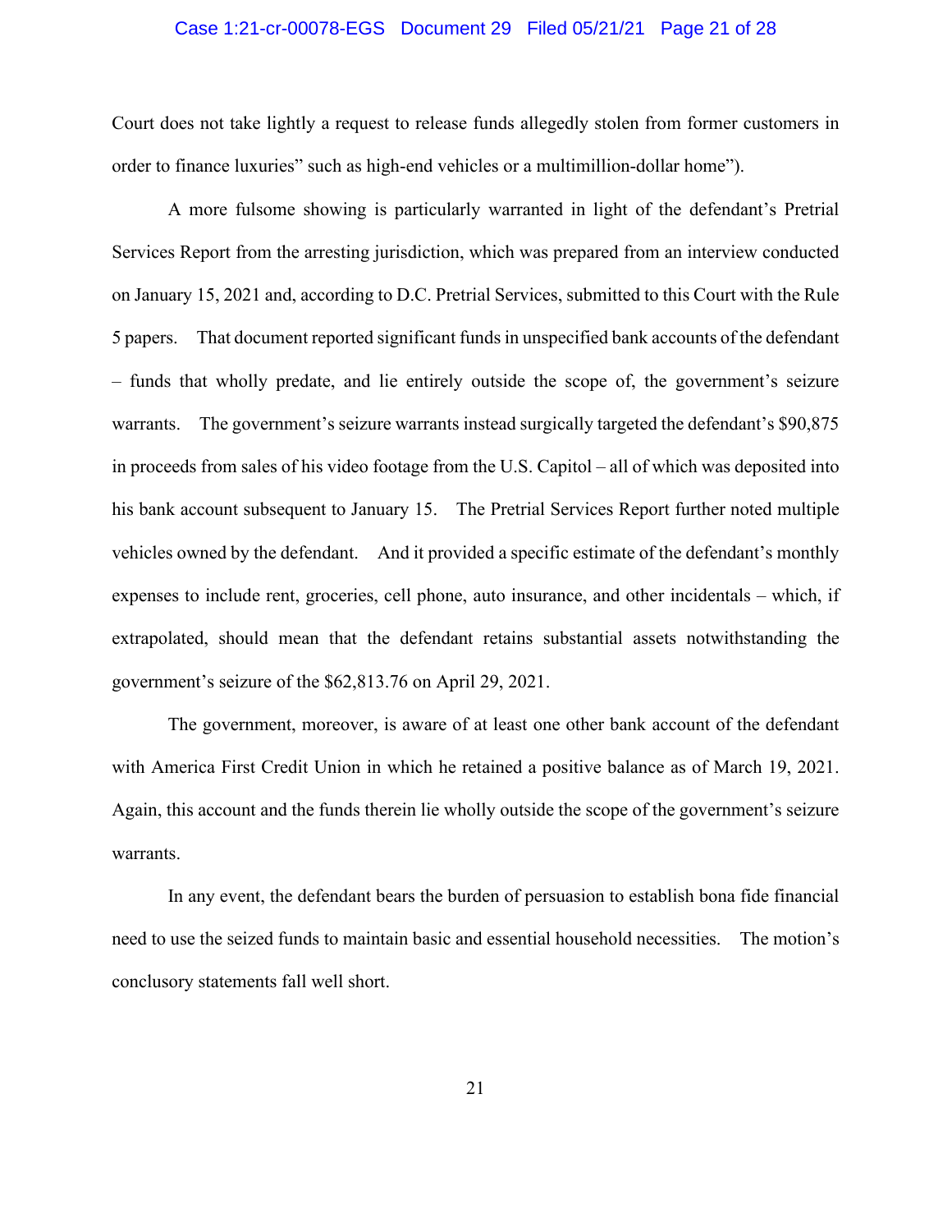Court does not take lightly a request to release funds allegedly stolen from former customers in order to finance luxuries" such as high-end vehicles or a multimillion-dollar home").

A more fulsome showing is particularly warranted in light of the defendant's Pretrial Services Report from the arresting jurisdiction, which was prepared from an interview conducted on January 15, 2021 and, according to D.C. Pretrial Services, submitted to this Court with the Rule 5 papers. That document reported significant funds in unspecified bank accounts of the defendant – funds that wholly predate, and lie entirely outside the scope of, the government's seizure warrants. The government's seizure warrants instead surgically targeted the defendant's $90,875 in proceeds from sales of his video footage from the U.S. Capitol – all of which was deposited into his bank account subsequent to January 15. The Pretrial Services Report further noted multiple vehicles owned by the defendant. And it provided a specific estimate of the defendant's monthly expenses to include rent, groceries, cell phone, auto insurance, and other incidentals – which, if extrapolated, should mean that the defendant retains substantial assets notwithstanding the government's seizure of the $62,813.76 on April 29, 2021.

The government, moreover, is aware of at least one other bank account of the defendant with America First Credit Union in which he retained a positive balance as of March 19, 2021. Again, this account and the funds therein lie wholly outside the scope of the government's seizure warrants.

In any event, the defendant bears the burden of persuasion to establish bona fide financial need to use the seized funds to maintain basic and essential household necessities. The motion's conclusory statements fall well short.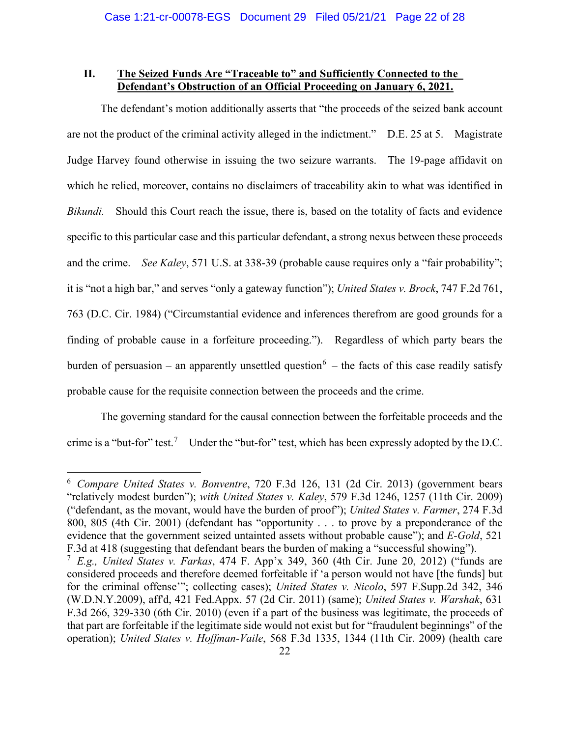## II. <u>The Seized Funds Are "Traceable to" and Sufficiently Connected to the Defendant's Obstruction of an Official Proceeding on January 6, 2021.</u>

The defendant's motion additionally asserts that "the proceeds of the seized bank account are not the product of the criminal activity alleged in the indictment." D.E. 25 at 5. Magistrate Judge Harvey found otherwise in issuing the two seizure warrants. The 19-page affidavit on which he relied, moreover, contains no disclaimers of traceability akin to what was identified in *Bikundi.* Should this Court reach the issue, there is, based on the totality of facts and evidence specific to this particular case and this particular defendant, a strong nexus between these proceeds and the crime. *See Kaley*, 571 U.S. at 338-39 (probable cause requires only a "fair probability"; it is "not a high bar," and serves "only a gateway function"); *United States v. Brock*, 747 F.2d 761, 763 (D.C. Cir. 1984) ("Circumstantial evidence and inferences therefrom are good grounds for a finding of probable cause in a forfeiture proceeding."). Regardless of which party bears the burden of persuasion – an apparently unsettled question[6] – the facts of this case readily satisfy probable cause for the requisite connection between the proceeds and the crime.

The governing standard for the causal connection between the forfeitable proceeds and the crime is a "but-for" test.[7] Under the "but-for" test, which has been expressly adopted by the D.C.

---

[6] *Compare United States v. Bonventre*, 720 F.3d 126, 131 (2d Cir. 2013) (government bears "relatively modest burden"); *with United States v. Kaley*, 579 F.3d 1246, 1257 (11th Cir. 2009) ("defendant, as the movant, would have the burden of proof"); *United States v. Farmer*, 274 F.3d 800, 805 (4th Cir. 2001) (defendant has "opportunity . . . to prove by a preponderance of the evidence that the government seized untainted assets without probable cause"); and *E-Gold*, 521 F.3d at 418 (suggesting that defendant bears the burden of making a "successful showing").

[7] *E.g., United States v. Farkas*, 474 F. App'x 349, 360 (4th Cir. June 20, 2012) ("funds are considered proceeds and therefore deemed forfeitable if 'a person would not have [the funds] but for the criminal offense'"; collecting cases); *United States v. Nicolo*, 597 F.Supp.2d 342, 346 (W.D.N.Y.2009), aff'd, 421 Fed.Appx. 57 (2d Cir. 2011) (same); *United States v. Warshak*, 631 F.3d 266, 329-330 (6th Cir. 2010) (even if a part of the business was legitimate, the proceeds of that part are forfeitable if the legitimate side would not exist but for "fraudulent beginnings" of the operation); *United States v. Hoffman-Vaile*, 568 F.3d 1335, 1344 (11th Cir. 2009) (health care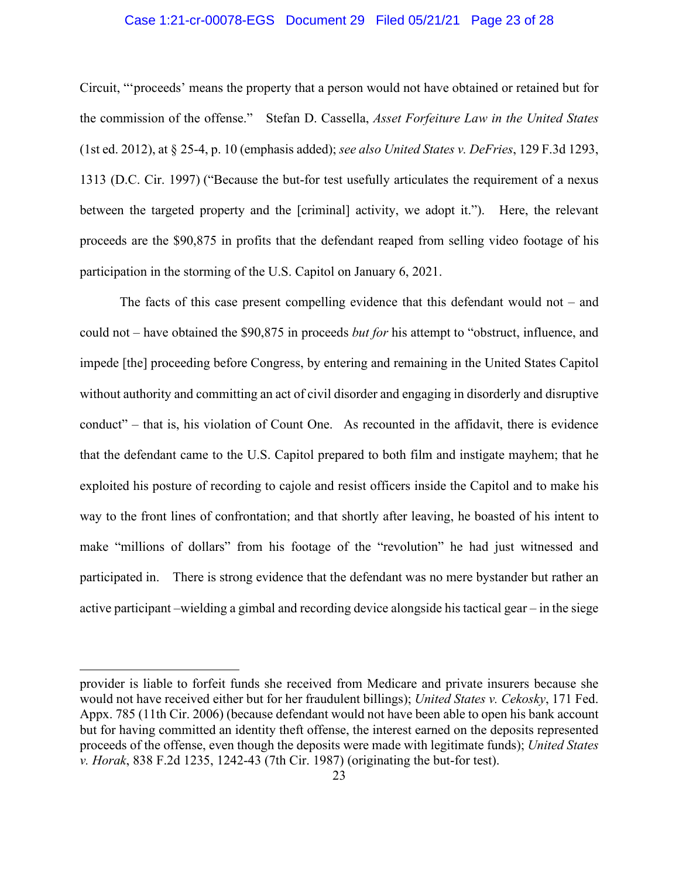Circuit, "'proceeds' means the property that a person would not have obtained or retained but for the commission of the offense." Stefan D. Cassella, *Asset Forfeiture Law in the United States* (1st ed. 2012), at § 25-4, p. 10 (emphasis added); *see also United States v. DeFries*, 129 F.3d 1293, 1313 (D.C. Cir. 1997) ("Because the but-for test usefully articulates the requirement of a nexus between the targeted property and the [criminal] activity, we adopt it."). Here, the relevant proceeds are the $90,875 in profits that the defendant reaped from selling video footage of his participation in the storming of the U.S. Capitol on January 6, 2021.

The facts of this case present compelling evidence that this defendant would not – and could not – have obtained the $90,875 in proceeds *but for* his attempt to "obstruct, influence, and impede [the] proceeding before Congress, by entering and remaining in the United States Capitol without authority and committing an act of civil disorder and engaging in disorderly and disruptive conduct" – that is, his violation of Count One. As recounted in the affidavit, there is evidence that the defendant came to the U.S. Capitol prepared to both film and instigate mayhem; that he exploited his posture of recording to cajole and resist officers inside the Capitol and to make his way to the front lines of confrontation; and that shortly after leaving, he boasted of his intent to make "millions of dollars" from his footage of the "revolution" he had just witnessed and participated in. There is strong evidence that the defendant was no mere bystander but rather an active participant –wielding a gimbal and recording device alongside his tactical gear – in the siege

---

provider is liable to forfeit funds she received from Medicare and private insurers because she would not have received either but for her fraudulent billings); *United States v. Cekosky*, 171 Fed. Appx. 785 (11th Cir. 2006) (because defendant would not have been able to open his bank account but for having committed an identity theft offense, the interest earned on the deposits represented proceeds of the offense, even though the deposits were made with legitimate funds); *United States v. Horak*, 838 F.2d 1235, 1242-43 (7th Cir. 1987) (originating the but-for test).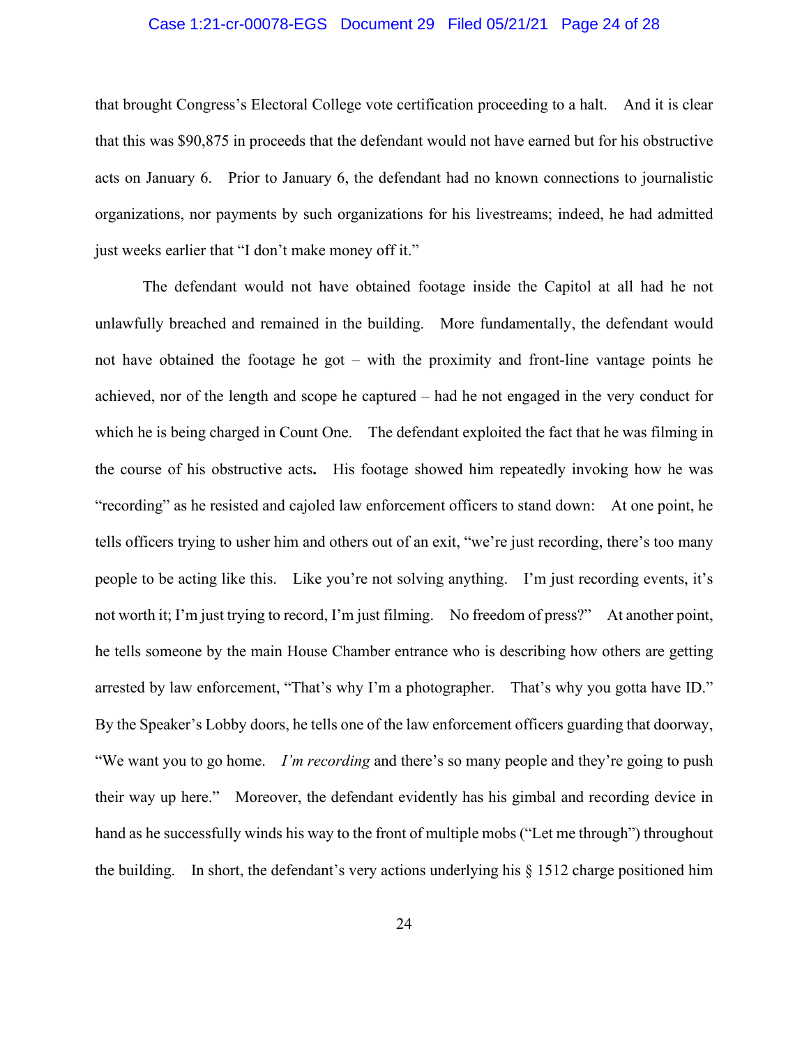that brought Congress's Electoral College vote certification proceeding to a halt. And it is clear that this was $90,875 in proceeds that the defendant would not have earned but for his obstructive acts on January 6. Prior to January 6, the defendant had no known connections to journalistic organizations, nor payments by such organizations for his livestreams; indeed, he had admitted just weeks earlier that "I don't make money off it."

The defendant would not have obtained footage inside the Capitol at all had he not unlawfully breached and remained in the building. More fundamentally, the defendant would not have obtained the footage he got – with the proximity and front-line vantage points he achieved, nor of the length and scope he captured – had he not engaged in the very conduct for which he is being charged in Count One. The defendant exploited the fact that he was filming in the course of his obstructive acts**.** His footage showed him repeatedly invoking how he was "recording" as he resisted and cajoled law enforcement officers to stand down: At one point, he tells officers trying to usher him and others out of an exit, "we're just recording, there's too many people to be acting like this. Like you're not solving anything. I'm just recording events, it's not worth it; I'm just trying to record, I'm just filming. No freedom of press?" At another point, he tells someone by the main House Chamber entrance who is describing how others are getting arrested by law enforcement, "That's why I'm a photographer. That's why you gotta have ID." By the Speaker's Lobby doors, he tells one of the law enforcement officers guarding that doorway, "We want you to go home. *I'm recording* and there's so many people and they're going to push their way up here." Moreover, the defendant evidently has his gimbal and recording device in hand as he successfully winds his way to the front of multiple mobs ("Let me through") throughout the building. In short, the defendant's very actions underlying his § 1512 charge positioned him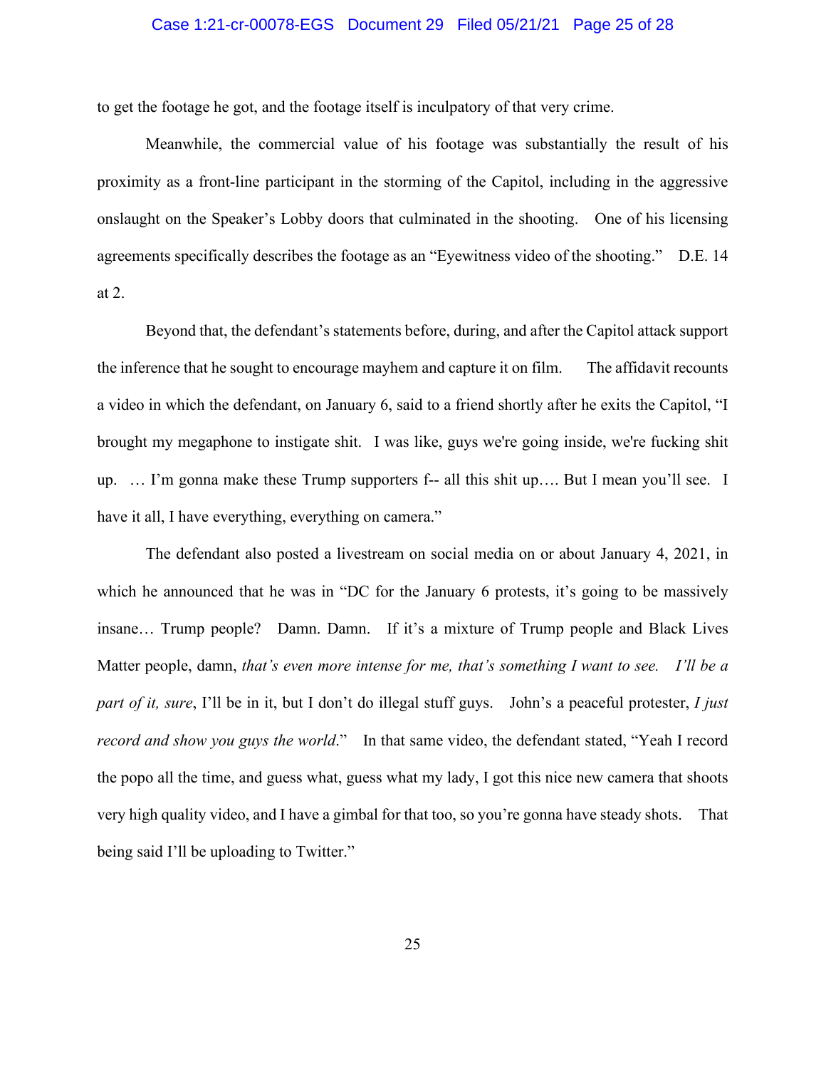to get the footage he got, and the footage itself is inculpatory of that very crime.

Meanwhile, the commercial value of his footage was substantially the result of his proximity as a front-line participant in the storming of the Capitol, including in the aggressive onslaught on the Speaker's Lobby doors that culminated in the shooting. One of his licensing agreements specifically describes the footage as an "Eyewitness video of the shooting." D.E. 14 at 2.

Beyond that, the defendant's statements before, during, and after the Capitol attack support the inference that he sought to encourage mayhem and capture it on film. The affidavit recounts a video in which the defendant, on January 6, said to a friend shortly after he exits the Capitol, "I brought my megaphone to instigate shit. I was like, guys we're going inside, we're fucking shit up. … I'm gonna make these Trump supporters f-- all this shit up…. But I mean you'll see. I have it all, I have everything, everything on camera."

The defendant also posted a livestream on social media on or about January 4, 2021, in which he announced that he was in "DC for the January 6 protests, it's going to be massively insane… Trump people? Damn. Damn. If it's a mixture of Trump people and Black Lives Matter people, damn, *that's even more intense for me, that's something I want to see. I'll be a part of it, sure*, I'll be in it, but I don't do illegal stuff guys. John's a peaceful protester, *I just record and show you guys the world*." In that same video, the defendant stated, "Yeah I record the popo all the time, and guess what, guess what my lady, I got this nice new camera that shoots very high quality video, and I have a gimbal for that too, so you're gonna have steady shots. That being said I'll be uploading to Twitter."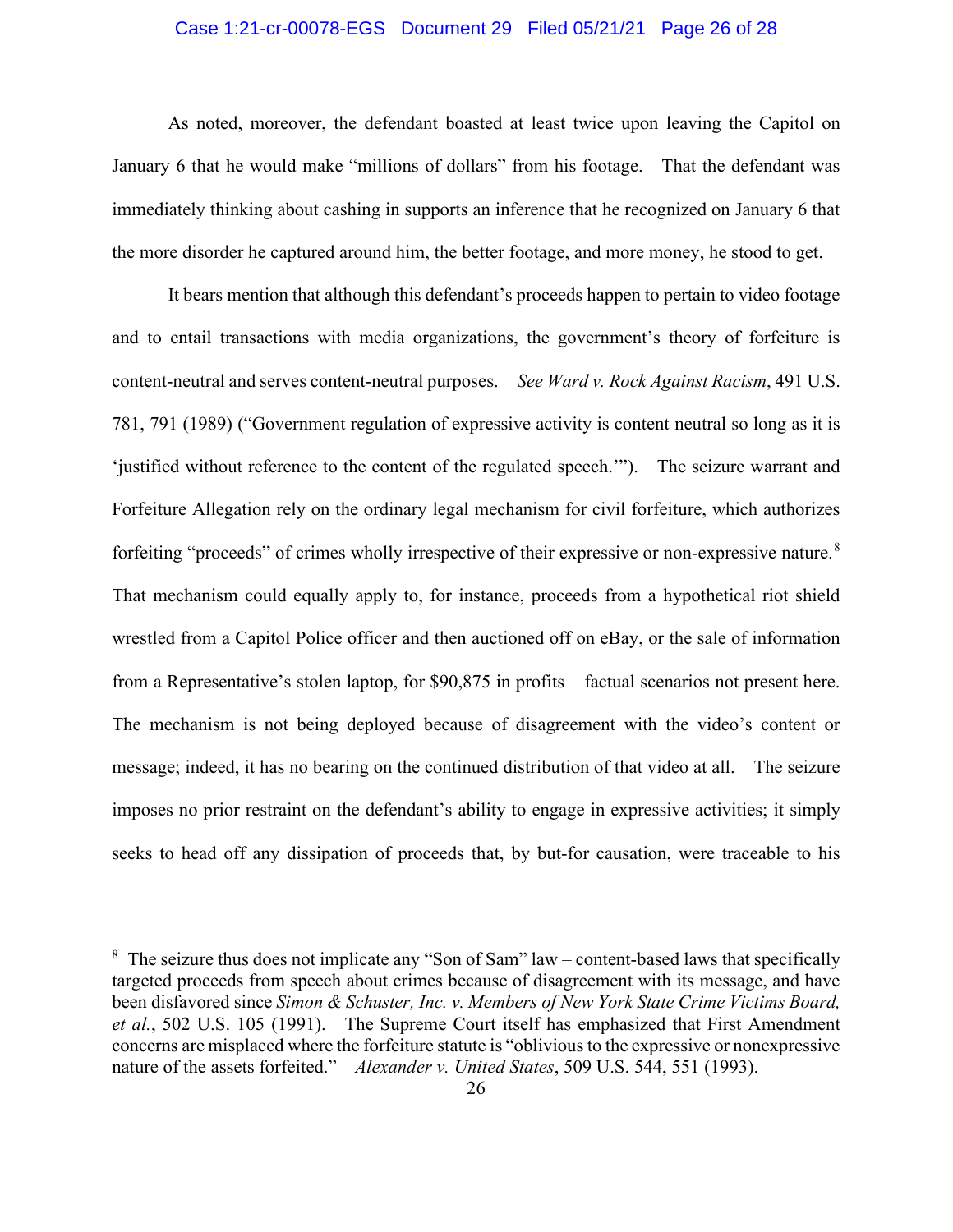As noted, moreover, the defendant boasted at least twice upon leaving the Capitol on January 6 that he would make "millions of dollars" from his footage. That the defendant was immediately thinking about cashing in supports an inference that he recognized on January 6 that the more disorder he captured around him, the better footage, and more money, he stood to get.

It bears mention that although this defendant's proceeds happen to pertain to video footage and to entail transactions with media organizations, the government's theory of forfeiture is content-neutral and serves content-neutral purposes. *See Ward v. Rock Against Racism*, 491 U.S. 781, 791 (1989) ("Government regulation of expressive activity is content neutral so long as it is 'justified without reference to the content of the regulated speech.'"). The seizure warrant and Forfeiture Allegation rely on the ordinary legal mechanism for civil forfeiture, which authorizes forfeiting "proceeds" of crimes wholly irrespective of their expressive or non-expressive nature.[8] That mechanism could equally apply to, for instance, proceeds from a hypothetical riot shield wrestled from a Capitol Police officer and then auctioned off on eBay, or the sale of information from a Representative's stolen laptop, for $90,875 in profits – factual scenarios not present here. The mechanism is not being deployed because of disagreement with the video's content or message; indeed, it has no bearing on the continued distribution of that video at all. The seizure imposes no prior restraint on the defendant's ability to engage in expressive activities; it simply seeks to head off any dissipation of proceeds that, by but-for causation, were traceable to his

[8] The seizure thus does not implicate any "Son of Sam" law – content-based laws that specifically targeted proceeds from speech about crimes because of disagreement with its message, and have been disfavored since *Simon & Schuster, Inc. v. Members of New York State Crime Victims Board, et al.*, 502 U.S. 105 (1991). The Supreme Court itself has emphasized that First Amendment concerns are misplaced where the forfeiture statute is "oblivious to the expressive or nonexpressive nature of the assets forfeited." *Alexander v. United States*, 509 U.S. 544, 551 (1993).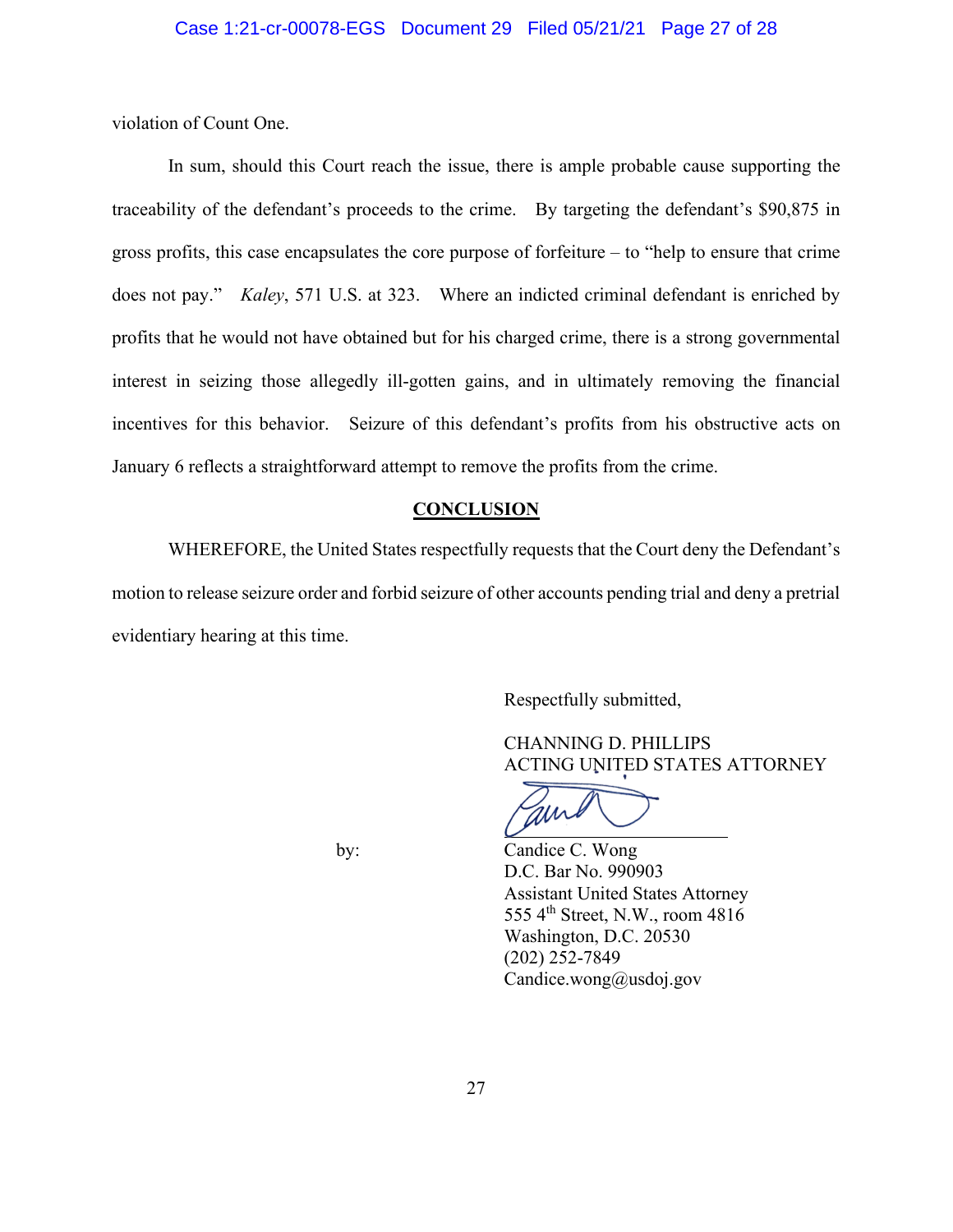violation of Count One.

In sum, should this Court reach the issue, there is ample probable cause supporting the traceability of the defendant's proceeds to the crime. By targeting the defendant's $90,875 in gross profits, this case encapsulates the core purpose of forfeiture – to "help to ensure that crime does not pay." *Kaley*, 571 U.S. at 323. Where an indicted criminal defendant is enriched by profits that he would not have obtained but for his charged crime, there is a strong governmental interest in seizing those allegedly ill-gotten gains, and in ultimately removing the financial incentives for this behavior. Seizure of this defendant's profits from his obstructive acts on January 6 reflects a straightforward attempt to remove the profits from the crime.

## CONCLUSION

WHEREFORE, the United States respectfully requests that the Court deny the Defendant's motion to release seizure order and forbid seizure of other accounts pending trial and deny a pretrial evidentiary hearing at this time.

Respectfully submitted,

CHANNING D. PHILLIPS
ACTING UNITED STATES ATTORNEY

by:

Candice C. Wong
D.C. Bar No. 990903
Assistant United States Attorney
555 4th Street, N.W., room 4816
Washington, D.C. 20530
(202) 252-7849
Candice.wong@usdoj.gov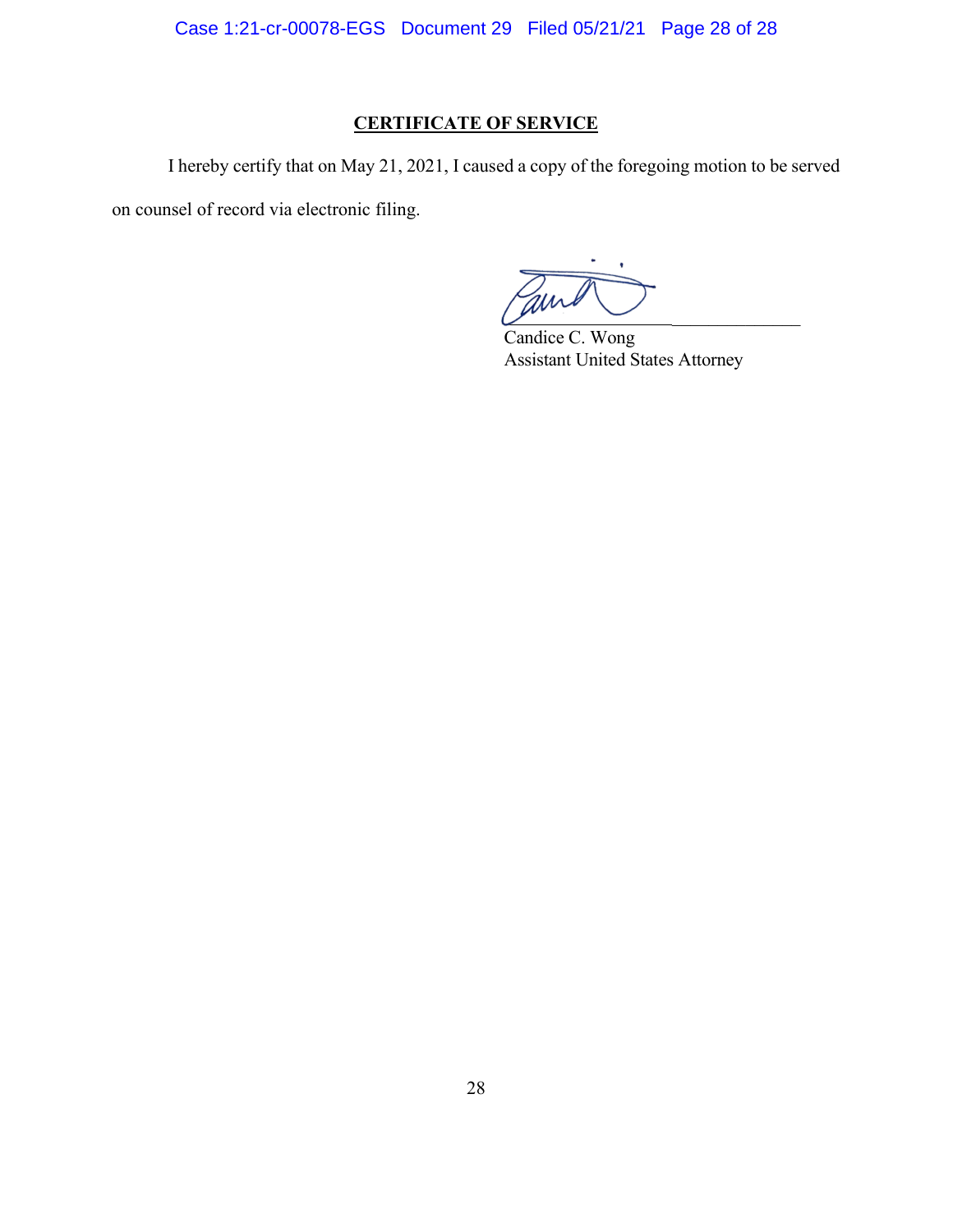## CERTIFICATE OF SERVICE

I hereby certify that on May 21, 2021, I caused a copy of the foregoing motion to be served on counsel of record via electronic filing.

Candice C. Wong
Assistant United States Attorney